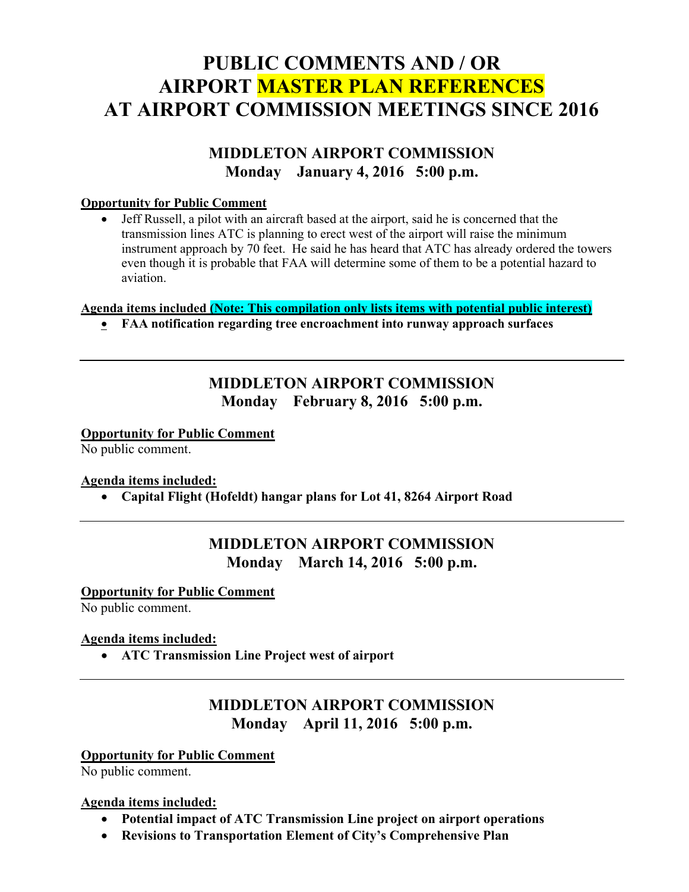# PUBLIC COMMENTS AND / OR AIRPORT MASTER PLAN REFERENCES AT AIRPORT COMMISSION MEETINGS SINCE 2016

## MIDDLETON AIRPORT COMMISSION
### Monday January 4, 2016 5:00 p.m.

**Opportunity for Public Comment**

- Jeff Russell, a pilot with an aircraft based at the airport, said he is concerned that the transmission lines ATC is planning to erect west of the airport will raise the minimum instrument approach by 70 feet. He said he has heard that ATC has already ordered the towers even though it is probable that FAA will determine some of them to be a potential hazard to aviation.

**Agenda items included (Note: This compilation only lists items with potential public interest)**

- **FAA notification regarding tree encroachment into runway approach surfaces**

---

## MIDDLETON AIRPORT COMMISSION
### Monday February 8, 2016 5:00 p.m.

**Opportunity for Public Comment**

No public comment.

**Agenda items included:**

- **Capital Flight (Hofeldt) hangar plans for Lot 41, 8264 Airport Road**

---

## MIDDLETON AIRPORT COMMISSION
### Monday March 14, 2016 5:00 p.m.

**Opportunity for Public Comment**

No public comment.

**Agenda items included:**

- **ATC Transmission Line Project west of airport**

---

## MIDDLETON AIRPORT COMMISSION
### Monday April 11, 2016 5:00 p.m.

**Opportunity for Public Comment**

No public comment.

**Agenda items included:**

- **Potential impact of ATC Transmission Line project on airport operations**
- **Revisions to Transportation Element of City's Comprehensive Plan**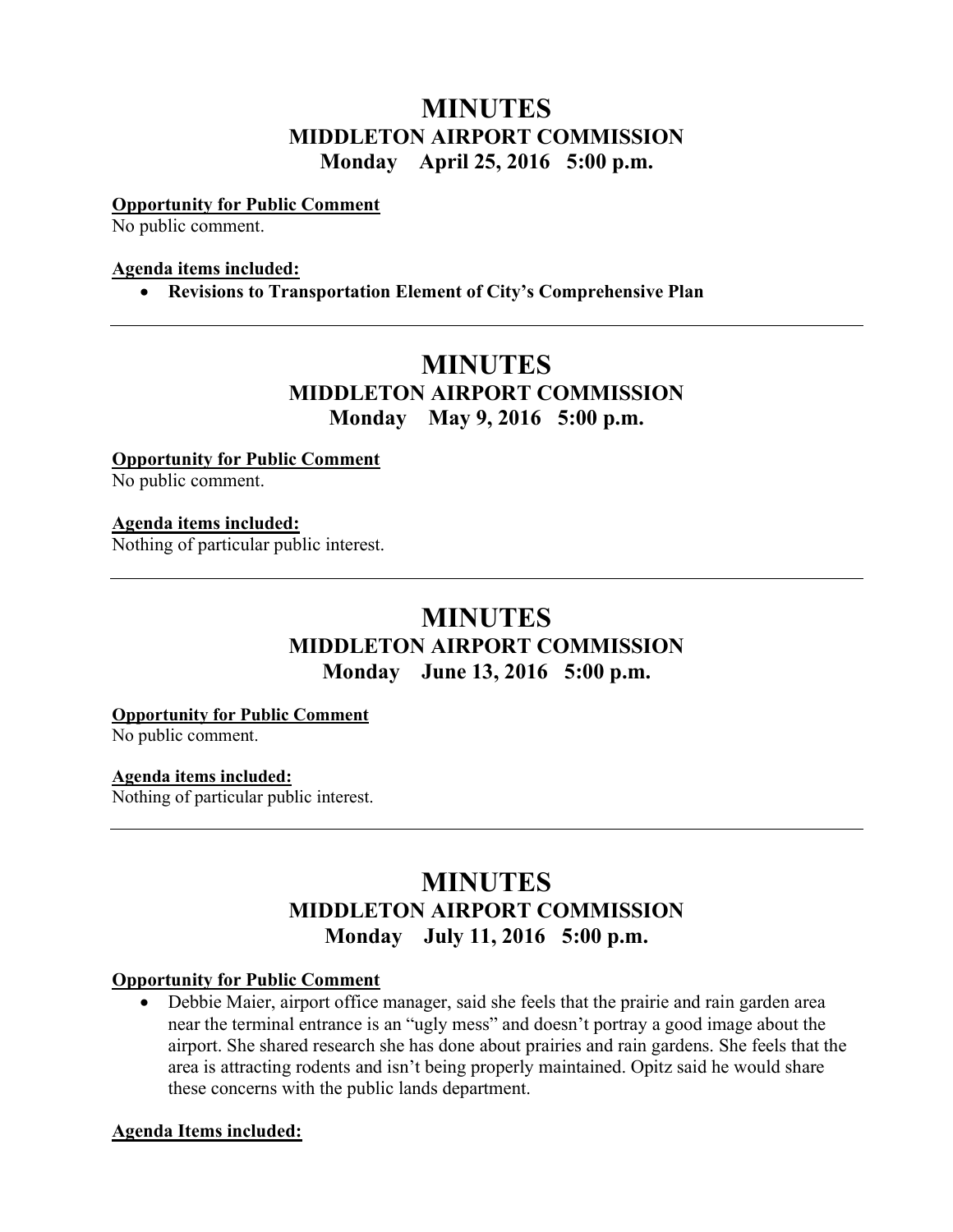# MINUTES
## MIDDLETON AIRPORT COMMISSION
### Monday April 25, 2016 5:00 p.m.

**Opportunity for Public Comment**
No public comment.

**Agenda items included:**

- **Revisions to Transportation Element of City's Comprehensive Plan**

---

# MINUTES
## MIDDLETON AIRPORT COMMISSION
### Monday May 9, 2016 5:00 p.m.

**Opportunity for Public Comment**
No public comment.

**Agenda items included:**
Nothing of particular public interest.

---

# MINUTES
## MIDDLETON AIRPORT COMMISSION
### Monday June 13, 2016 5:00 p.m.

**Opportunity for Public Comment**
No public comment.

**Agenda items included:**
Nothing of particular public interest.

---

# MINUTES
## MIDDLETON AIRPORT COMMISSION
### Monday July 11, 2016 5:00 p.m.

**Opportunity for Public Comment**

- Debbie Maier, airport office manager, said she feels that the prairie and rain garden area near the terminal entrance is an "ugly mess" and doesn't portray a good image about the airport. She shared research she has done about prairies and rain gardens. She feels that the area is attracting rodents and isn't being properly maintained. Opitz said he would share these concerns with the public lands department.

**Agenda Items included:**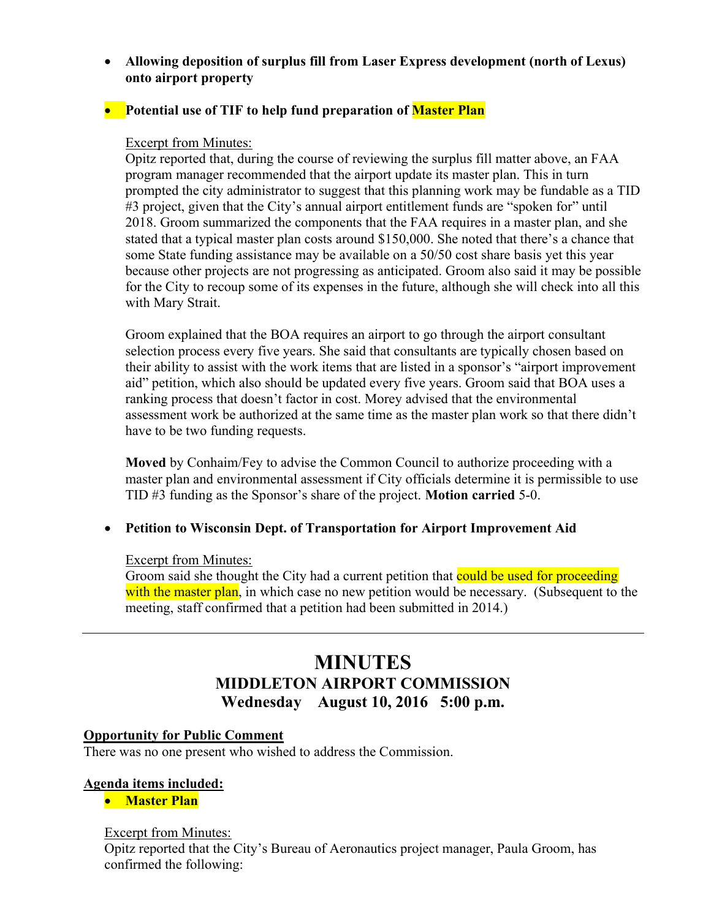- **Allowing deposition of surplus fill from Laser Express development (north of Lexus) onto airport property**

- **Potential use of TIF to help fund preparation of Master Plan**

  Excerpt from Minutes:
  Opitz reported that, during the course of reviewing the surplus fill matter above, an FAA program manager recommended that the airport update its master plan. This in turn prompted the city administrator to suggest that this planning work may be fundable as a TID #3 project, given that the City's annual airport entitlement funds are "spoken for" until 2018. Groom summarized the components that the FAA requires in a master plan, and she stated that a typical master plan costs around $150,000. She noted that there's a chance that some State funding assistance may be available on a 50/50 cost share basis yet this year because other projects are not progressing as anticipated. Groom also said it may be possible for the City to recoup some of its expenses in the future, although she will check into all this with Mary Strait.

  Groom explained that the BOA requires an airport to go through the airport consultant selection process every five years. She said that consultants are typically chosen based on their ability to assist with the work items that are listed in a sponsor's "airport improvement aid" petition, which also should be updated every five years. Groom said that BOA uses a ranking process that doesn't factor in cost. Morey advised that the environmental assessment work be authorized at the same time as the master plan work so that there didn't have to be two funding requests.

  **Moved** by Conhaim/Fey to advise the Common Council to authorize proceeding with a master plan and environmental assessment if City officials determine it is permissible to use TID #3 funding as the Sponsor's share of the project. **Motion carried** 5-0.

- **Petition to Wisconsin Dept. of Transportation for Airport Improvement Aid**

  Excerpt from Minutes:
  Groom said she thought the City had a current petition that could be used for proceeding with the master plan, in which case no new petition would be necessary. (Subsequent to the meeting, staff confirmed that a petition had been submitted in 2014.)

---

# MINUTES
## MIDDLETON AIRPORT COMMISSION
## Wednesday August 10, 2016 5:00 p.m.

**Opportunity for Public Comment**
There was no one present who wished to address the Commission.

**Agenda items included:**

- **Master Plan**

  Excerpt from Minutes:
  Opitz reported that the City's Bureau of Aeronautics project manager, Paula Groom, has confirmed the following: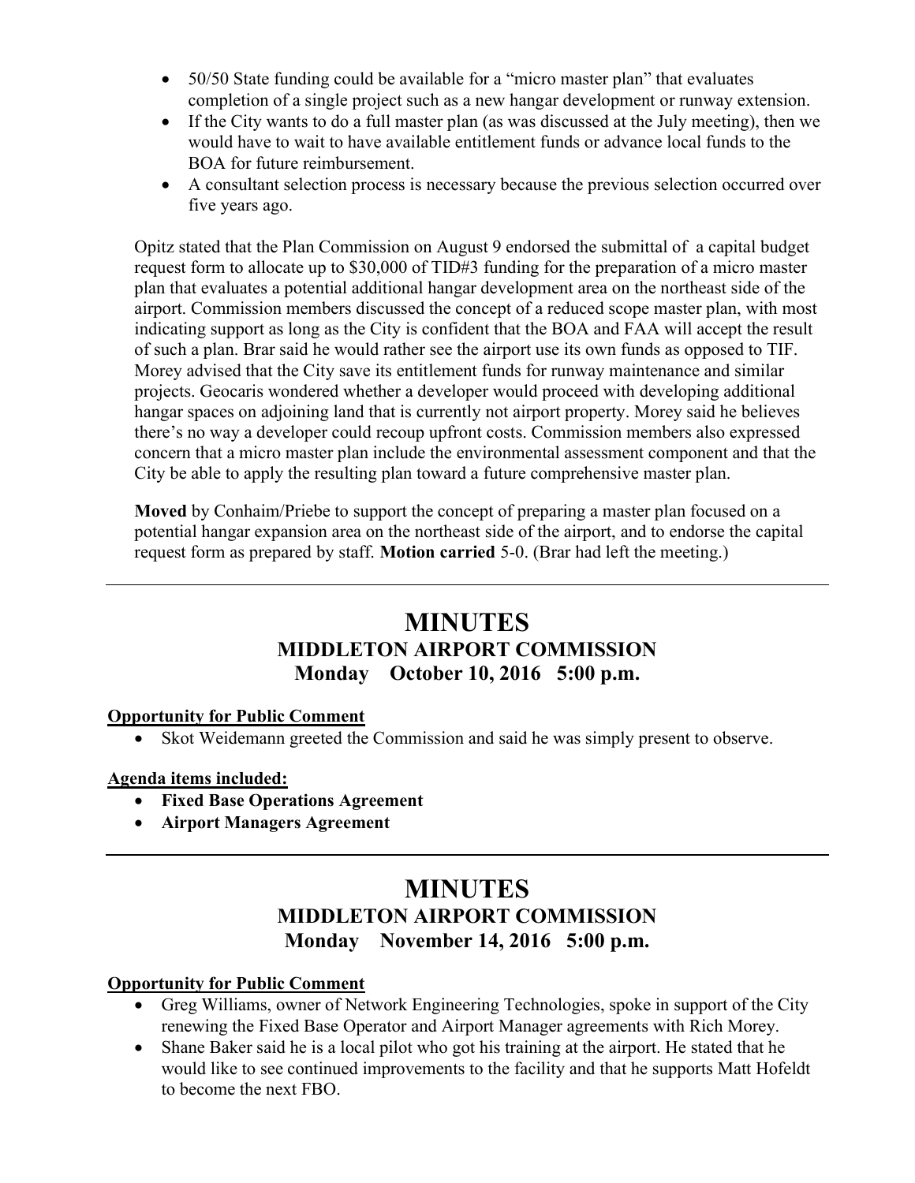- 50/50 State funding could be available for a "micro master plan" that evaluates completion of a single project such as a new hangar development or runway extension.
- If the City wants to do a full master plan (as was discussed at the July meeting), then we would have to wait to have available entitlement funds or advance local funds to the BOA for future reimbursement.
- A consultant selection process is necessary because the previous selection occurred over five years ago.

Opitz stated that the Plan Commission on August 9 endorsed the submittal of a capital budget request form to allocate up to $30,000 of TID#3 funding for the preparation of a micro master plan that evaluates a potential additional hangar development area on the northeast side of the airport. Commission members discussed the concept of a reduced scope master plan, with most indicating support as long as the City is confident that the BOA and FAA will accept the result of such a plan. Brar said he would rather see the airport use its own funds as opposed to TIF. Morey advised that the City save its entitlement funds for runway maintenance and similar projects. Geocaris wondered whether a developer would proceed with developing additional hangar spaces on adjoining land that is currently not airport property. Morey said he believes there's no way a developer could recoup upfront costs. Commission members also expressed concern that a micro master plan include the environmental assessment component and that the City be able to apply the resulting plan toward a future comprehensive master plan.

**Moved** by Conhaim/Priebe to support the concept of preparing a master plan focused on a potential hangar expansion area on the northeast side of the airport, and to endorse the capital request form as prepared by staff. **Motion carried** 5-0. (Brar had left the meeting.)

---

# MINUTES
## MIDDLETON AIRPORT COMMISSION
### Monday October 10, 2016 5:00 p.m.

**Opportunity for Public Comment**

- Skot Weidemann greeted the Commission and said he was simply present to observe.

**Agenda items included:**

- **Fixed Base Operations Agreement**
- **Airport Managers Agreement**

---

# MINUTES
## MIDDLETON AIRPORT COMMISSION
### Monday November 14, 2016 5:00 p.m.

**Opportunity for Public Comment**

- Greg Williams, owner of Network Engineering Technologies, spoke in support of the City renewing the Fixed Base Operator and Airport Manager agreements with Rich Morey.
- Shane Baker said he is a local pilot who got his training at the airport. He stated that he would like to see continued improvements to the facility and that he supports Matt Hofeldt to become the next FBO.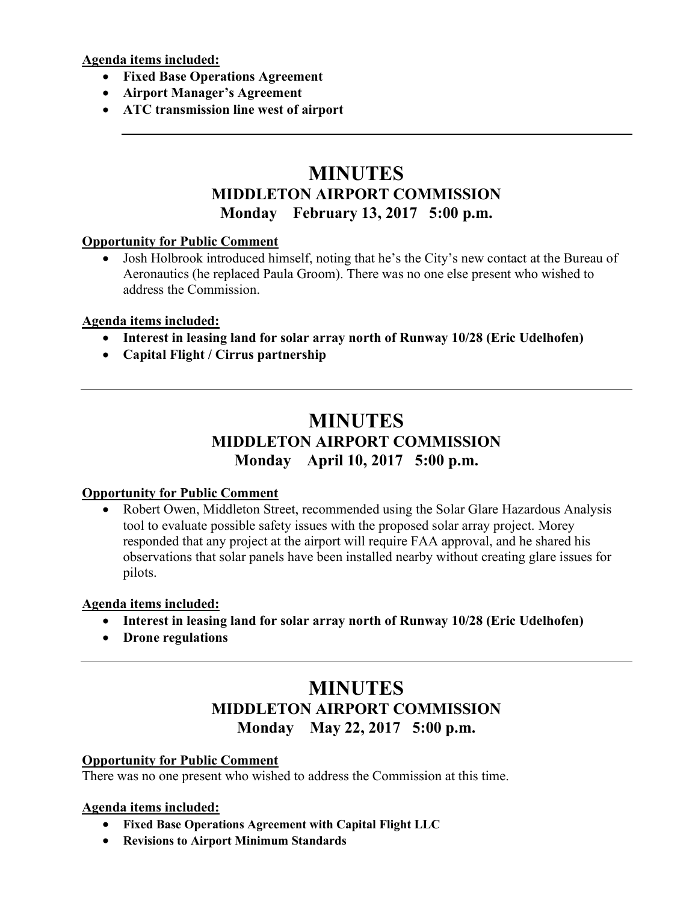**Agenda items included:**

- **Fixed Base Operations Agreement**
- **Airport Manager's Agreement**
- **ATC transmission line west of airport**

---

# MINUTES
## MIDDLETON AIRPORT COMMISSION
## Monday February 13, 2017 5:00 p.m.

**Opportunity for Public Comment**

- Josh Holbrook introduced himself, noting that he's the City's new contact at the Bureau of Aeronautics (he replaced Paula Groom). There was no one else present who wished to address the Commission.

**Agenda items included:**

- **Interest in leasing land for solar array north of Runway 10/28 (Eric Udelhofen)**
- **Capital Flight / Cirrus partnership**

---

# MINUTES
## MIDDLETON AIRPORT COMMISSION
## Monday April 10, 2017 5:00 p.m.

**Opportunity for Public Comment**

- Robert Owen, Middleton Street, recommended using the Solar Glare Hazardous Analysis tool to evaluate possible safety issues with the proposed solar array project. Morey responded that any project at the airport will require FAA approval, and he shared his observations that solar panels have been installed nearby without creating glare issues for pilots.

**Agenda items included:**

- **Interest in leasing land for solar array north of Runway 10/28 (Eric Udelhofen)**
- **Drone regulations**

---

# MINUTES
## MIDDLETON AIRPORT COMMISSION
## Monday May 22, 2017 5:00 p.m.

**Opportunity for Public Comment**

There was no one present who wished to address the Commission at this time.

**Agenda items included:**

- **Fixed Base Operations Agreement with Capital Flight LLC**
- **Revisions to Airport Minimum Standards**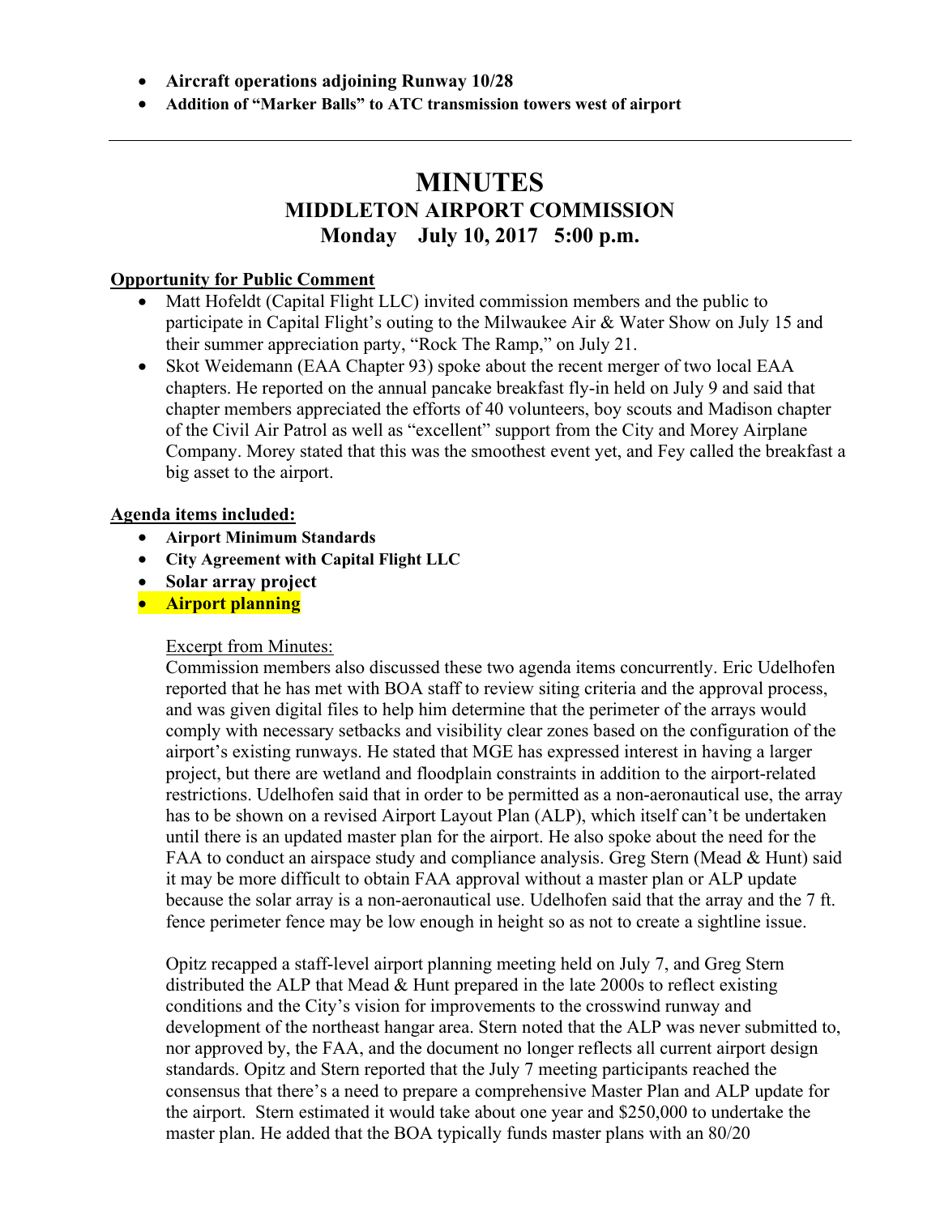- **Aircraft operations adjoining Runway 10/28**
- **Addition of "Marker Balls" to ATC transmission towers west of airport**

---

# MINUTES
## MIDDLETON AIRPORT COMMISSION
## Monday July 10, 2017 5:00 p.m.

**Opportunity for Public Comment**

- Matt Hofeldt (Capital Flight LLC) invited commission members and the public to participate in Capital Flight's outing to the Milwaukee Air & Water Show on July 15 and their summer appreciation party, "Rock The Ramp," on July 21.
- Skot Weidemann (EAA Chapter 93) spoke about the recent merger of two local EAA chapters. He reported on the annual pancake breakfast fly-in held on July 9 and said that chapter members appreciated the efforts of 40 volunteers, boy scouts and Madison chapter of the Civil Air Patrol as well as "excellent" support from the City and Morey Airplane Company. Morey stated that this was the smoothest event yet, and Fey called the breakfast a big asset to the airport.

**Agenda items included:**

- **Airport Minimum Standards**
- **City Agreement with Capital Flight LLC**
- **Solar array project**
- **Airport planning**

Excerpt from Minutes:

Commission members also discussed these two agenda items concurrently. Eric Udelhofen reported that he has met with BOA staff to review siting criteria and the approval process, and was given digital files to help him determine that the perimeter of the arrays would comply with necessary setbacks and visibility clear zones based on the configuration of the airport's existing runways. He stated that MGE has expressed interest in having a larger project, but there are wetland and floodplain constraints in addition to the airport-related restrictions. Udelhofen said that in order to be permitted as a non-aeronautical use, the array has to be shown on a revised Airport Layout Plan (ALP), which itself can't be undertaken until there is an updated master plan for the airport. He also spoke about the need for the FAA to conduct an airspace study and compliance analysis. Greg Stern (Mead & Hunt) said it may be more difficult to obtain FAA approval without a master plan or ALP update because the solar array is a non-aeronautical use. Udelhofen said that the array and the 7 ft. fence perimeter fence may be low enough in height so as not to create a sightline issue.

Opitz recapped a staff-level airport planning meeting held on July 7, and Greg Stern distributed the ALP that Mead & Hunt prepared in the late 2000s to reflect existing conditions and the City's vision for improvements to the crosswind runway and development of the northeast hangar area. Stern noted that the ALP was never submitted to, nor approved by, the FAA, and the document no longer reflects all current airport design standards. Opitz and Stern reported that the July 7 meeting participants reached the consensus that there's a need to prepare a comprehensive Master Plan and ALP update for the airport. Stern estimated it would take about one year and $250,000 to undertake the master plan. He added that the BOA typically funds master plans with an 80/20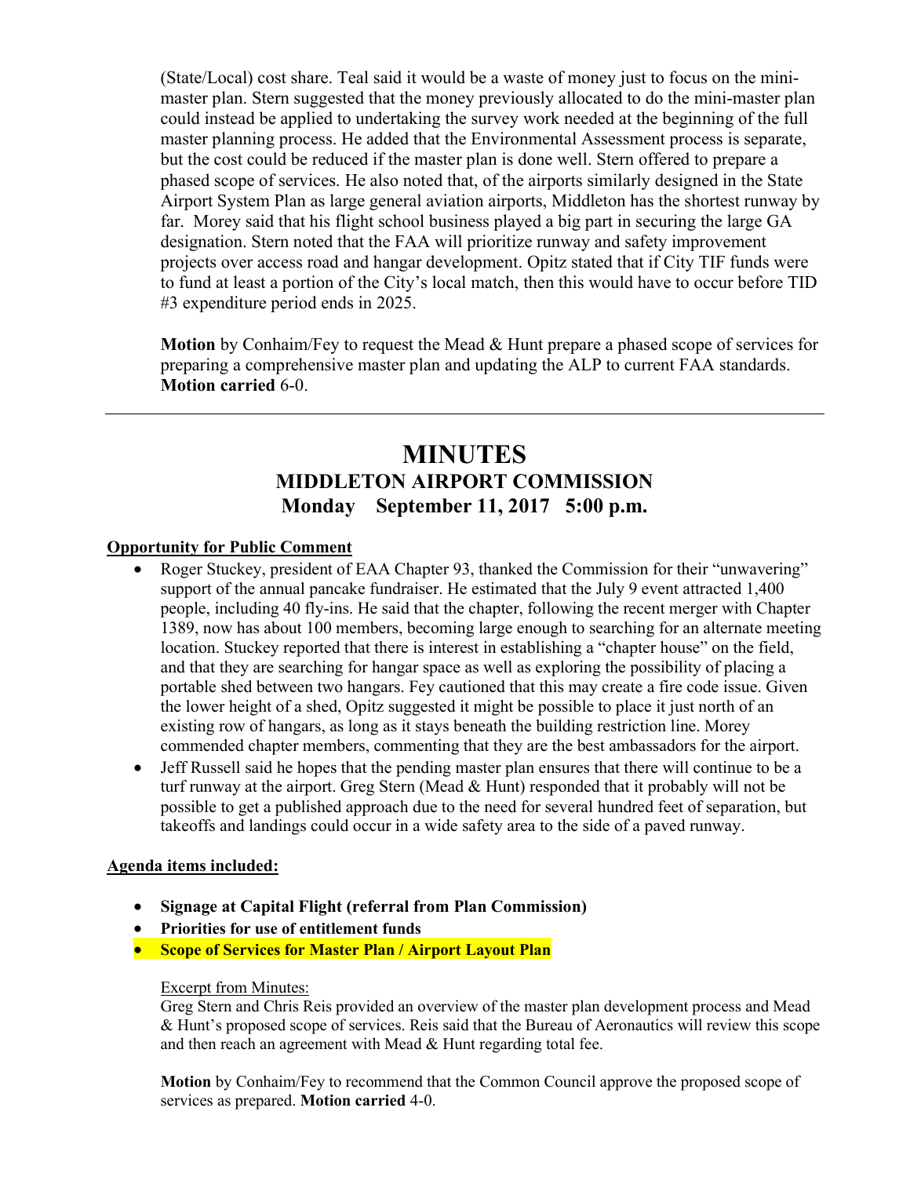(State/Local) cost share. Teal said it would be a waste of money just to focus on the mini-master plan. Stern suggested that the money previously allocated to do the mini-master plan could instead be applied to undertaking the survey work needed at the beginning of the full master planning process. He added that the Environmental Assessment process is separate, but the cost could be reduced if the master plan is done well. Stern offered to prepare a phased scope of services. He also noted that, of the airports similarly designed in the State Airport System Plan as large general aviation airports, Middleton has the shortest runway by far. Morey said that his flight school business played a big part in securing the large GA designation. Stern noted that the FAA will prioritize runway and safety improvement projects over access road and hangar development. Opitz stated that if City TIF funds were to fund at least a portion of the City's local match, then this would have to occur before TID #3 expenditure period ends in 2025.

**Motion** by Conhaim/Fey to request the Mead & Hunt prepare a phased scope of services for preparing a comprehensive master plan and updating the ALP to current FAA standards. **Motion carried** 6-0.

---

# MINUTES
## MIDDLETON AIRPORT COMMISSION
## Monday September 11, 2017 5:00 p.m.

**Opportunity for Public Comment**

- Roger Stuckey, president of EAA Chapter 93, thanked the Commission for their "unwavering" support of the annual pancake fundraiser. He estimated that the July 9 event attracted 1,400 people, including 40 fly-ins. He said that the chapter, following the recent merger with Chapter 1389, now has about 100 members, becoming large enough to searching for an alternate meeting location. Stuckey reported that there is interest in establishing a "chapter house" on the field, and that they are searching for hangar space as well as exploring the possibility of placing a portable shed between two hangars. Fey cautioned that this may create a fire code issue. Given the lower height of a shed, Opitz suggested it might be possible to place it just north of an existing row of hangars, as long as it stays beneath the building restriction line. Morey commended chapter members, commenting that they are the best ambassadors for the airport.
- Jeff Russell said he hopes that the pending master plan ensures that there will continue to be a turf runway at the airport. Greg Stern (Mead & Hunt) responded that it probably will not be possible to get a published approach due to the need for several hundred feet of separation, but takeoffs and landings could occur in a wide safety area to the side of a paved runway.

**Agenda items included:**

- **Signage at Capital Flight (referral from Plan Commission)**
- **Priorities for use of entitlement funds**
- **Scope of Services for Master Plan / Airport Layout Plan**

Excerpt from Minutes:
Greg Stern and Chris Reis provided an overview of the master plan development process and Mead & Hunt's proposed scope of services. Reis said that the Bureau of Aeronautics will review this scope and then reach an agreement with Mead & Hunt regarding total fee.

**Motion** by Conhaim/Fey to recommend that the Common Council approve the proposed scope of services as prepared. **Motion carried** 4-0.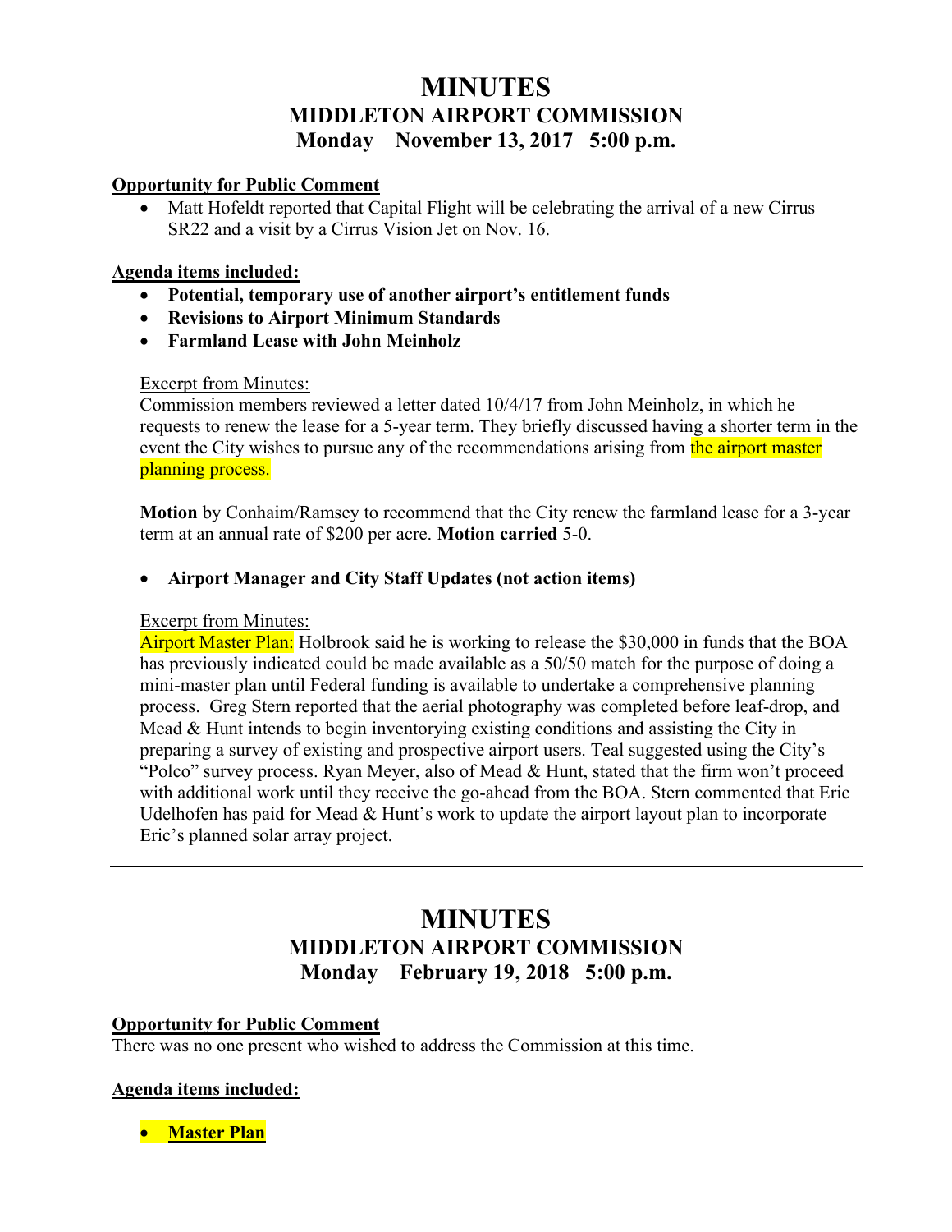# MINUTES
## MIDDLETON AIRPORT COMMISSION
## Monday November 13, 2017 5:00 p.m.

**Opportunity for Public Comment**

- Matt Hofeldt reported that Capital Flight will be celebrating the arrival of a new Cirrus SR22 and a visit by a Cirrus Vision Jet on Nov. 16.

**Agenda items included:**

- **Potential, temporary use of another airport's entitlement funds**
- **Revisions to Airport Minimum Standards**
- **Farmland Lease with John Meinholz**

Excerpt from Minutes:
Commission members reviewed a letter dated 10/4/17 from John Meinholz, in which he requests to renew the lease for a 5-year term. They briefly discussed having a shorter term in the event the City wishes to pursue any of the recommendations arising from the airport master planning process.

**Motion** by Conhaim/Ramsey to recommend that the City renew the farmland lease for a 3-year term at an annual rate of $200 per acre. **Motion carried** 5-0.

- **Airport Manager and City Staff Updates (not action items)**

Excerpt from Minutes:
Airport Master Plan: Holbrook said he is working to release the $30,000 in funds that the BOA has previously indicated could be made available as a 50/50 match for the purpose of doing a mini-master plan until Federal funding is available to undertake a comprehensive planning process. Greg Stern reported that the aerial photography was completed before leaf-drop, and Mead & Hunt intends to begin inventorying existing conditions and assisting the City in preparing a survey of existing and prospective airport users. Teal suggested using the City's "Polco" survey process. Ryan Meyer, also of Mead & Hunt, stated that the firm won't proceed with additional work until they receive the go-ahead from the BOA. Stern commented that Eric Udelhofen has paid for Mead & Hunt's work to update the airport layout plan to incorporate Eric's planned solar array project.

---

# MINUTES
## MIDDLETON AIRPORT COMMISSION
## Monday February 19, 2018 5:00 p.m.

**Opportunity for Public Comment**

There was no one present who wished to address the Commission at this time.

**Agenda items included:**

- **Master Plan**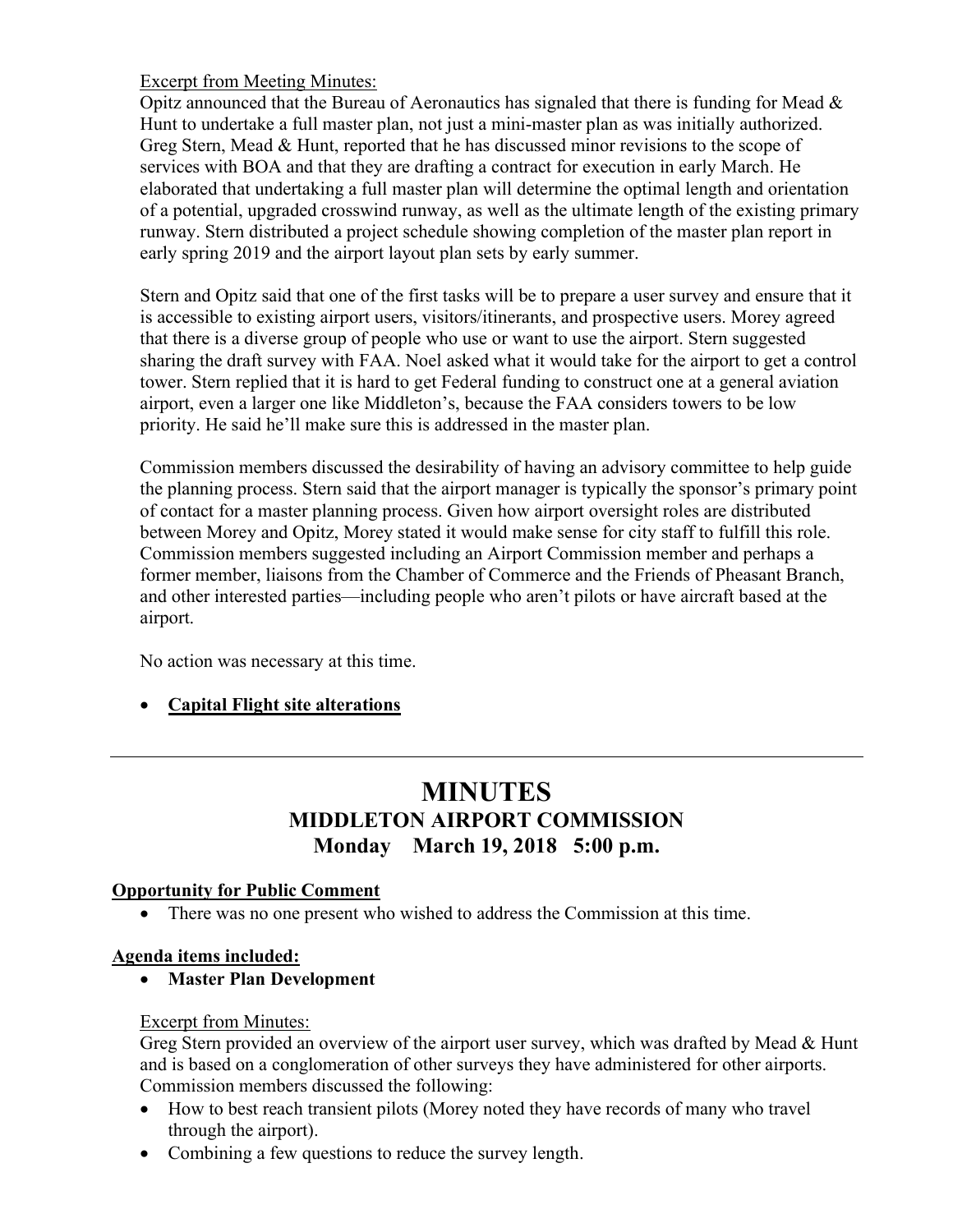Excerpt from Meeting Minutes:

Opitz announced that the Bureau of Aeronautics has signaled that there is funding for Mead & Hunt to undertake a full master plan, not just a mini-master plan as was initially authorized. Greg Stern, Mead & Hunt, reported that he has discussed minor revisions to the scope of services with BOA and that they are drafting a contract for execution in early March. He elaborated that undertaking a full master plan will determine the optimal length and orientation of a potential, upgraded crosswind runway, as well as the ultimate length of the existing primary runway. Stern distributed a project schedule showing completion of the master plan report in early spring 2019 and the airport layout plan sets by early summer.

Stern and Opitz said that one of the first tasks will be to prepare a user survey and ensure that it is accessible to existing airport users, visitors/itinerants, and prospective users. Morey agreed that there is a diverse group of people who use or want to use the airport. Stern suggested sharing the draft survey with FAA. Noel asked what it would take for the airport to get a control tower. Stern replied that it is hard to get Federal funding to construct one at a general aviation airport, even a larger one like Middleton's, because the FAA considers towers to be low priority. He said he'll make sure this is addressed in the master plan.

Commission members discussed the desirability of having an advisory committee to help guide the planning process. Stern said that the airport manager is typically the sponsor's primary point of contact for a master planning process. Given how airport oversight roles are distributed between Morey and Opitz, Morey stated it would make sense for city staff to fulfill this role. Commission members suggested including an Airport Commission member and perhaps a former member, liaisons from the Chamber of Commerce and the Friends of Pheasant Branch, and other interested parties—including people who aren't pilots or have aircraft based at the airport.

No action was necessary at this time.

- **Capital Flight site alterations**

---

# MINUTES
## MIDDLETON AIRPORT COMMISSION
## Monday March 19, 2018 5:00 p.m.

**Opportunity for Public Comment**

- There was no one present who wished to address the Commission at this time.

**Agenda items included:**

- **Master Plan Development**

Excerpt from Minutes:

Greg Stern provided an overview of the airport user survey, which was drafted by Mead & Hunt and is based on a conglomeration of other surveys they have administered for other airports. Commission members discussed the following:

- How to best reach transient pilots (Morey noted they have records of many who travel through the airport).
- Combining a few questions to reduce the survey length.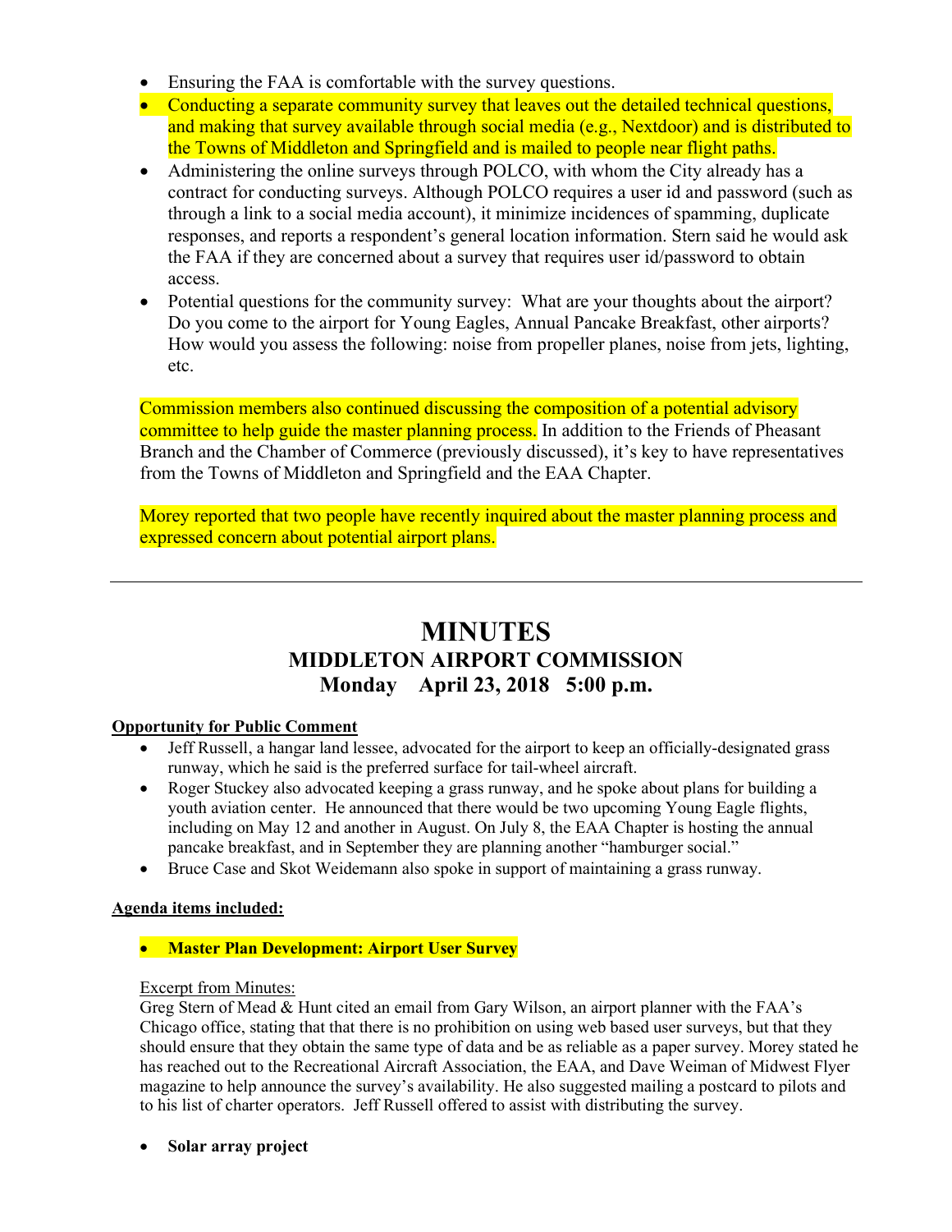- Ensuring the FAA is comfortable with the survey questions.
- Conducting a separate community survey that leaves out the detailed technical questions, and making that survey available through social media (e.g., Nextdoor) and is distributed to the Towns of Middleton and Springfield and is mailed to people near flight paths.
- Administering the online surveys through POLCO, with whom the City already has a contract for conducting surveys. Although POLCO requires a user id and password (such as through a link to a social media account), it minimize incidences of spamming, duplicate responses, and reports a respondent's general location information. Stern said he would ask the FAA if they are concerned about a survey that requires user id/password to obtain access.
- Potential questions for the community survey: What are your thoughts about the airport? Do you come to the airport for Young Eagles, Annual Pancake Breakfast, other airports? How would you assess the following: noise from propeller planes, noise from jets, lighting, etc.

Commission members also continued discussing the composition of a potential advisory committee to help guide the master planning process. In addition to the Friends of Pheasant Branch and the Chamber of Commerce (previously discussed), it's key to have representatives from the Towns of Middleton and Springfield and the EAA Chapter.

Morey reported that two people have recently inquired about the master planning process and expressed concern about potential airport plans.

---

# MINUTES
## MIDDLETON AIRPORT COMMISSION
## Monday April 23, 2018 5:00 p.m.

**Opportunity for Public Comment**

- Jeff Russell, a hangar land lessee, advocated for the airport to keep an officially-designated grass runway, which he said is the preferred surface for tail-wheel aircraft.
- Roger Stuckey also advocated keeping a grass runway, and he spoke about plans for building a youth aviation center. He announced that there would be two upcoming Young Eagle flights, including on May 12 and another in August. On July 8, the EAA Chapter is hosting the annual pancake breakfast, and in September they are planning another "hamburger social."
- Bruce Case and Skot Weidemann also spoke in support of maintaining a grass runway.

**Agenda items included:**

- **Master Plan Development: Airport User Survey**

Excerpt from Minutes:
Greg Stern of Mead & Hunt cited an email from Gary Wilson, an airport planner with the FAA's Chicago office, stating that that there is no prohibition on using web based user surveys, but that they should ensure that they obtain the same type of data and be as reliable as a paper survey. Morey stated he has reached out to the Recreational Aircraft Association, the EAA, and Dave Weiman of Midwest Flyer magazine to help announce the survey's availability. He also suggested mailing a postcard to pilots and to his list of charter operators. Jeff Russell offered to assist with distributing the survey.

- **Solar array project**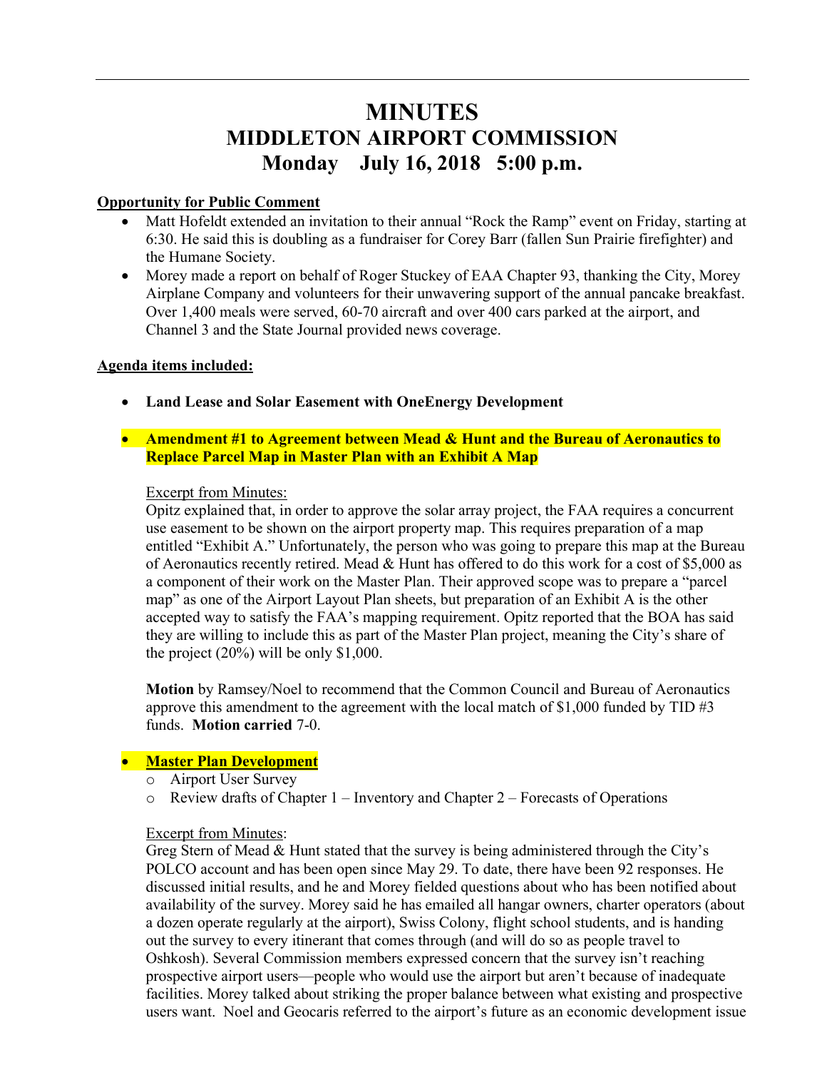# MINUTES
# MIDDLETON AIRPORT COMMISSION
# Monday July 16, 2018 5:00 p.m.

**Opportunity for Public Comment**

- Matt Hofeldt extended an invitation to their annual "Rock the Ramp" event on Friday, starting at 6:30. He said this is doubling as a fundraiser for Corey Barr (fallen Sun Prairie firefighter) and the Humane Society.
- Morey made a report on behalf of Roger Stuckey of EAA Chapter 93, thanking the City, Morey Airplane Company and volunteers for their unwavering support of the annual pancake breakfast. Over 1,400 meals were served, 60-70 aircraft and over 400 cars parked at the airport, and Channel 3 and the State Journal provided news coverage.

**Agenda items included:**

- **Land Lease and Solar Easement with OneEnergy Development**

- **Amendment #1 to Agreement between Mead & Hunt and the Bureau of Aeronautics to Replace Parcel Map in Master Plan with an Exhibit A Map**

  Excerpt from Minutes:
  Opitz explained that, in order to approve the solar array project, the FAA requires a concurrent use easement to be shown on the airport property map. This requires preparation of a map entitled "Exhibit A." Unfortunately, the person who was going to prepare this map at the Bureau of Aeronautics recently retired. Mead & Hunt has offered to do this work for a cost of $5,000 as a component of their work on the Master Plan. Their approved scope was to prepare a "parcel map" as one of the Airport Layout Plan sheets, but preparation of an Exhibit A is the other accepted way to satisfy the FAA's mapping requirement. Opitz reported that the BOA has said they are willing to include this as part of the Master Plan project, meaning the City's share of the project (20%) will be only $1,000.

  **Motion** by Ramsey/Noel to recommend that the Common Council and Bureau of Aeronautics approve this amendment to the agreement with the local match of $1,000 funded by TID #3 funds. **Motion carried** 7-0.

- **Master Plan Development**
  - Airport User Survey
  - Review drafts of Chapter 1 – Inventory and Chapter 2 – Forecasts of Operations

  Excerpt from Minutes:
  Greg Stern of Mead & Hunt stated that the survey is being administered through the City's POLCO account and has been open since May 29. To date, there have been 92 responses. He discussed initial results, and he and Morey fielded questions about who has been notified about availability of the survey. Morey said he has emailed all hangar owners, charter operators (about a dozen operate regularly at the airport), Swiss Colony, flight school students, and is handing out the survey to every itinerant that comes through (and will do so as people travel to Oshkosh). Several Commission members expressed concern that the survey isn't reaching prospective airport users—people who would use the airport but aren't because of inadequate facilities. Morey talked about striking the proper balance between what existing and prospective users want. Noel and Geocaris referred to the airport's future as an economic development issue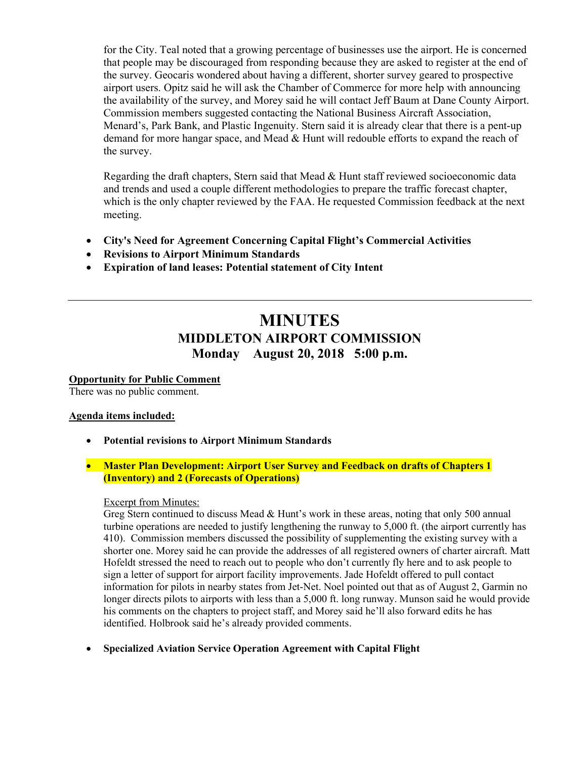for the City. Teal noted that a growing percentage of businesses use the airport. He is concerned that people may be discouraged from responding because they are asked to register at the end of the survey. Geocaris wondered about having a different, shorter survey geared to prospective airport users. Opitz said he will ask the Chamber of Commerce for more help with announcing the availability of the survey, and Morey said he will contact Jeff Baum at Dane County Airport. Commission members suggested contacting the National Business Aircraft Association, Menard's, Park Bank, and Plastic Ingenuity. Stern said it is already clear that there is a pent-up demand for more hangar space, and Mead & Hunt will redouble efforts to expand the reach of the survey.

Regarding the draft chapters, Stern said that Mead & Hunt staff reviewed socioeconomic data and trends and used a couple different methodologies to prepare the traffic forecast chapter, which is the only chapter reviewed by the FAA. He requested Commission feedback at the next meeting.

- **City's Need for Agreement Concerning Capital Flight's Commercial Activities**
- **Revisions to Airport Minimum Standards**
- **Expiration of land leases: Potential statement of City Intent**

---

# MINUTES

## MIDDLETON AIRPORT COMMISSION

## Monday August 20, 2018 5:00 p.m.

**Opportunity for Public Comment**

There was no public comment.

**Agenda items included:**

- **Potential revisions to Airport Minimum Standards**
- **Master Plan Development: Airport User Survey and Feedback on drafts of Chapters 1 (Inventory) and 2 (Forecasts of Operations)**

  Excerpt from Minutes:

  Greg Stern continued to discuss Mead & Hunt's work in these areas, noting that only 500 annual turbine operations are needed to justify lengthening the runway to 5,000 ft. (the airport currently has 410). Commission members discussed the possibility of supplementing the existing survey with a shorter one. Morey said he can provide the addresses of all registered owners of charter aircraft. Matt Hofeldt stressed the need to reach out to people who don't currently fly here and to ask people to sign a letter of support for airport facility improvements. Jade Hofeldt offered to pull contact information for pilots in nearby states from Jet-Net. Noel pointed out that as of August 2, Garmin no longer directs pilots to airports with less than a 5,000 ft. long runway. Munson said he would provide his comments on the chapters to project staff, and Morey said he'll also forward edits he has identified. Holbrook said he's already provided comments.

- **Specialized Aviation Service Operation Agreement with Capital Flight**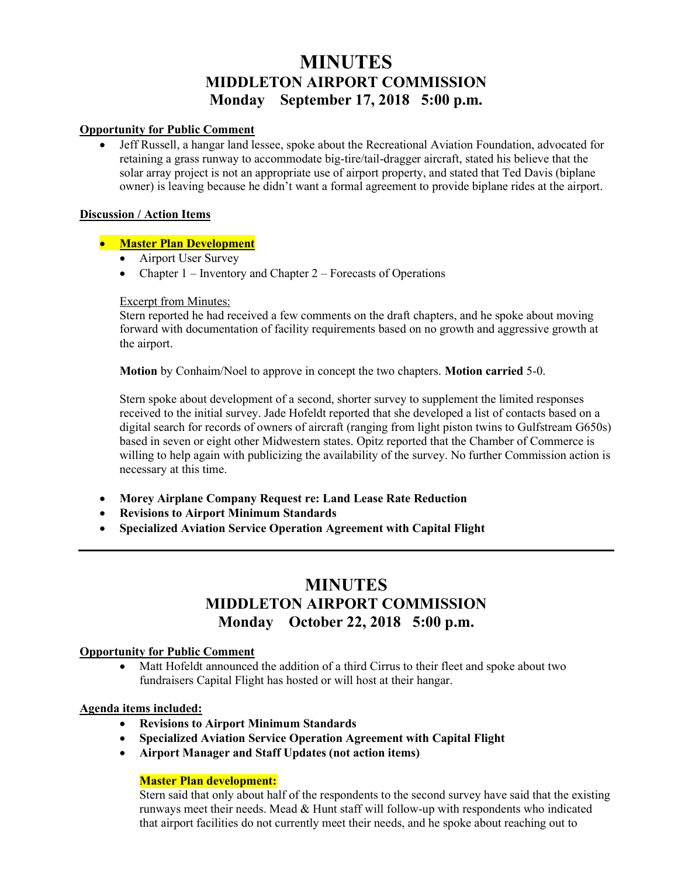# MINUTES
## MIDDLETON AIRPORT COMMISSION
## Monday September 17, 2018 5:00 p.m.

**Opportunity for Public Comment**

- Jeff Russell, a hangar land lessee, spoke about the Recreational Aviation Foundation, advocated for retaining a grass runway to accommodate big-tire/tail-dragger aircraft, stated his believe that the solar array project is not an appropriate use of airport property, and stated that Ted Davis (biplane owner) is leaving because he didn't want a formal agreement to provide biplane rides at the airport.

**Discussion / Action Items**

- **Master Plan Development**
  - Airport User Survey
  - Chapter 1 – Inventory and Chapter 2 – Forecasts of Operations

  Excerpt from Minutes:
  Stern reported he had received a few comments on the draft chapters, and he spoke about moving forward with documentation of facility requirements based on no growth and aggressive growth at the airport.

  **Motion** by Conhaim/Noel to approve in concept the two chapters. **Motion carried** 5-0.

  Stern spoke about development of a second, shorter survey to supplement the limited responses received to the initial survey. Jade Hofeldt reported that she developed a list of contacts based on a digital search for records of owners of aircraft (ranging from light piston twins to Gulfstream G650s) based in seven or eight other Midwestern states. Opitz reported that the Chamber of Commerce is willing to help again with publicizing the availability of the survey. No further Commission action is necessary at this time.

- **Morey Airplane Company Request re: Land Lease Rate Reduction**
- **Revisions to Airport Minimum Standards**
- **Specialized Aviation Service Operation Agreement with Capital Flight**

---

# MINUTES
## MIDDLETON AIRPORT COMMISSION
## Monday October 22, 2018 5:00 p.m.

**Opportunity for Public Comment**

- Matt Hofeldt announced the addition of a third Cirrus to their fleet and spoke about two fundraisers Capital Flight has hosted or will host at their hangar.

**Agenda items included:**

- **Revisions to Airport Minimum Standards**
- **Specialized Aviation Service Operation Agreement with Capital Flight**
- **Airport Manager and Staff Updates (not action items)**

**Master Plan development:**
Stern said that only about half of the respondents to the second survey have said that the existing runways meet their needs. Mead & Hunt staff will follow-up with respondents who indicated that airport facilities do not currently meet their needs, and he spoke about reaching out to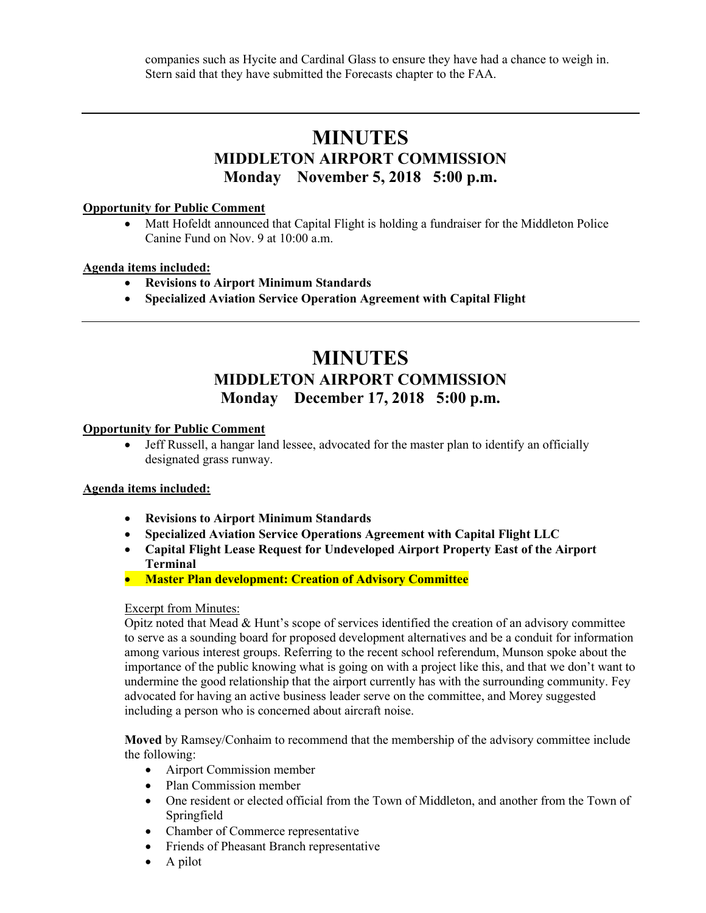companies such as Hycite and Cardinal Glass to ensure they have had a chance to weigh in. Stern said that they have submitted the Forecasts chapter to the FAA.

---

# MINUTES

## MIDDLETON AIRPORT COMMISSION

## Monday November 5, 2018 5:00 p.m.

**Opportunity for Public Comment**

- Matt Hofeldt announced that Capital Flight is holding a fundraiser for the Middleton Police Canine Fund on Nov. 9 at 10:00 a.m.

**Agenda items included:**

- **Revisions to Airport Minimum Standards**
- **Specialized Aviation Service Operation Agreement with Capital Flight**

---

# MINUTES

## MIDDLETON AIRPORT COMMISSION

## Monday December 17, 2018 5:00 p.m.

**Opportunity for Public Comment**

- Jeff Russell, a hangar land lessee, advocated for the master plan to identify an officially designated grass runway.

**Agenda items included:**

- **Revisions to Airport Minimum Standards**
- **Specialized Aviation Service Operations Agreement with Capital Flight LLC**
- **Capital Flight Lease Request for Undeveloped Airport Property East of the Airport Terminal**
- **Master Plan development: Creation of Advisory Committee**

Excerpt from Minutes:

Opitz noted that Mead & Hunt's scope of services identified the creation of an advisory committee to serve as a sounding board for proposed development alternatives and be a conduit for information among various interest groups. Referring to the recent school referendum, Munson spoke about the importance of the public knowing what is going on with a project like this, and that we don't want to undermine the good relationship that the airport currently has with the surrounding community. Fey advocated for having an active business leader serve on the committee, and Morey suggested including a person who is concerned about aircraft noise.

**Moved** by Ramsey/Conhaim to recommend that the membership of the advisory committee include the following:

- Airport Commission member
- Plan Commission member
- One resident or elected official from the Town of Middleton, and another from the Town of Springfield
- Chamber of Commerce representative
- Friends of Pheasant Branch representative
- A pilot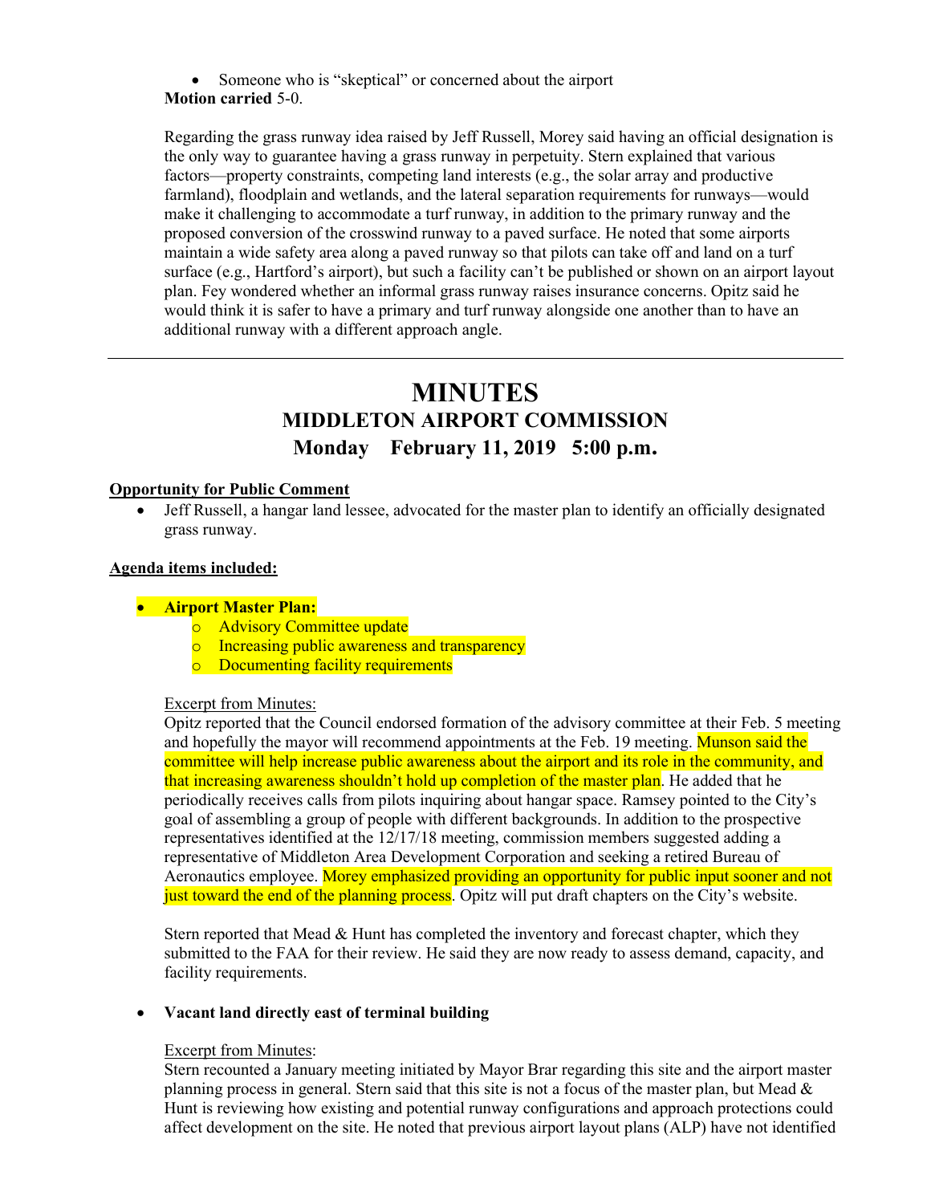- Someone who is "skeptical" or concerned about the airport

**Motion carried** 5-0.

Regarding the grass runway idea raised by Jeff Russell, Morey said having an official designation is the only way to guarantee having a grass runway in perpetuity. Stern explained that various factors—property constraints, competing land interests (e.g., the solar array and productive farmland), floodplain and wetlands, and the lateral separation requirements for runways—would make it challenging to accommodate a turf runway, in addition to the primary runway and the proposed conversion of the crosswind runway to a paved surface. He noted that some airports maintain a wide safety area along a paved runway so that pilots can take off and land on a turf surface (e.g., Hartford's airport), but such a facility can't be published or shown on an airport layout plan. Fey wondered whether an informal grass runway raises insurance concerns. Opitz said he would think it is safer to have a primary and turf runway alongside one another than to have an additional runway with a different approach angle.

---

# MINUTES
## MIDDLETON AIRPORT COMMISSION
## Monday February 11, 2019 5:00 p.m.

**Opportunity for Public Comment**

- Jeff Russell, a hangar land lessee, advocated for the master plan to identify an officially designated grass runway.

**Agenda items included:**

- **Airport Master Plan:**
  - Advisory Committee update
  - Increasing public awareness and transparency
  - Documenting facility requirements

Excerpt from Minutes:
Opitz reported that the Council endorsed formation of the advisory committee at their Feb. 5 meeting and hopefully the mayor will recommend appointments at the Feb. 19 meeting. Munson said the committee will help increase public awareness about the airport and its role in the community, and that increasing awareness shouldn't hold up completion of the master plan. He added that he periodically receives calls from pilots inquiring about hangar space. Ramsey pointed to the City's goal of assembling a group of people with different backgrounds. In addition to the prospective representatives identified at the 12/17/18 meeting, commission members suggested adding a representative of Middleton Area Development Corporation and seeking a retired Bureau of Aeronautics employee. Morey emphasized providing an opportunity for public input sooner and not just toward the end of the planning process. Opitz will put draft chapters on the City's website.

Stern reported that Mead & Hunt has completed the inventory and forecast chapter, which they submitted to the FAA for their review. He said they are now ready to assess demand, capacity, and facility requirements.

- **Vacant land directly east of terminal building**

Excerpt from Minutes:
Stern recounted a January meeting initiated by Mayor Brar regarding this site and the airport master planning process in general. Stern said that this site is not a focus of the master plan, but Mead & Hunt is reviewing how existing and potential runway configurations and approach protections could affect development on the site. He noted that previous airport layout plans (ALP) have not identified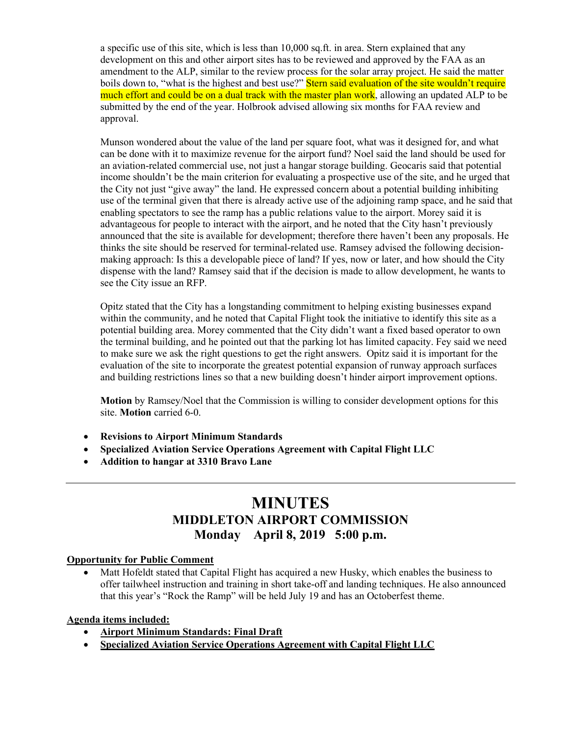a specific use of this site, which is less than 10,000 sq.ft. in area. Stern explained that any development on this and other airport sites has to be reviewed and approved by the FAA as an amendment to the ALP, similar to the review process for the solar array project. He said the matter boils down to, "what is the highest and best use?" Stern said evaluation of the site wouldn't require much effort and could be on a dual track with the master plan work, allowing an updated ALP to be submitted by the end of the year. Holbrook advised allowing six months for FAA review and approval.

Munson wondered about the value of the land per square foot, what was it designed for, and what can be done with it to maximize revenue for the airport fund? Noel said the land should be used for an aviation-related commercial use, not just a hangar storage building. Geocaris said that potential income shouldn't be the main criterion for evaluating a prospective use of the site, and he urged that the City not just "give away" the land. He expressed concern about a potential building inhibiting use of the terminal given that there is already active use of the adjoining ramp space, and he said that enabling spectators to see the ramp has a public relations value to the airport. Morey said it is advantageous for people to interact with the airport, and he noted that the City hasn't previously announced that the site is available for development; therefore there haven't been any proposals. He thinks the site should be reserved for terminal-related use. Ramsey advised the following decision-making approach: Is this a developable piece of land? If yes, now or later, and how should the City dispense with the land? Ramsey said that if the decision is made to allow development, he wants to see the City issue an RFP.

Opitz stated that the City has a longstanding commitment to helping existing businesses expand within the community, and he noted that Capital Flight took the initiative to identify this site as a potential building area. Morey commented that the City didn't want a fixed based operator to own the terminal building, and he pointed out that the parking lot has limited capacity. Fey said we need to make sure we ask the right questions to get the right answers. Opitz said it is important for the evaluation of the site to incorporate the greatest potential expansion of runway approach surfaces and building restrictions lines so that a new building doesn't hinder airport improvement options.

**Motion** by Ramsey/Noel that the Commission is willing to consider development options for this site. **Motion** carried 6-0.

- **Revisions to Airport Minimum Standards**
- **Specialized Aviation Service Operations Agreement with Capital Flight LLC**
- **Addition to hangar at 3310 Bravo Lane**

---

# MINUTES
## MIDDLETON AIRPORT COMMISSION
## Monday April 8, 2019 5:00 p.m.

**Opportunity for Public Comment**

- Matt Hofeldt stated that Capital Flight has acquired a new Husky, which enables the business to offer tailwheel instruction and training in short take-off and landing techniques. He also announced that this year's "Rock the Ramp" will be held July 19 and has an Octoberfest theme.

**Agenda items included:**

- **Airport Minimum Standards: Final Draft**
- **Specialized Aviation Service Operations Agreement with Capital Flight LLC**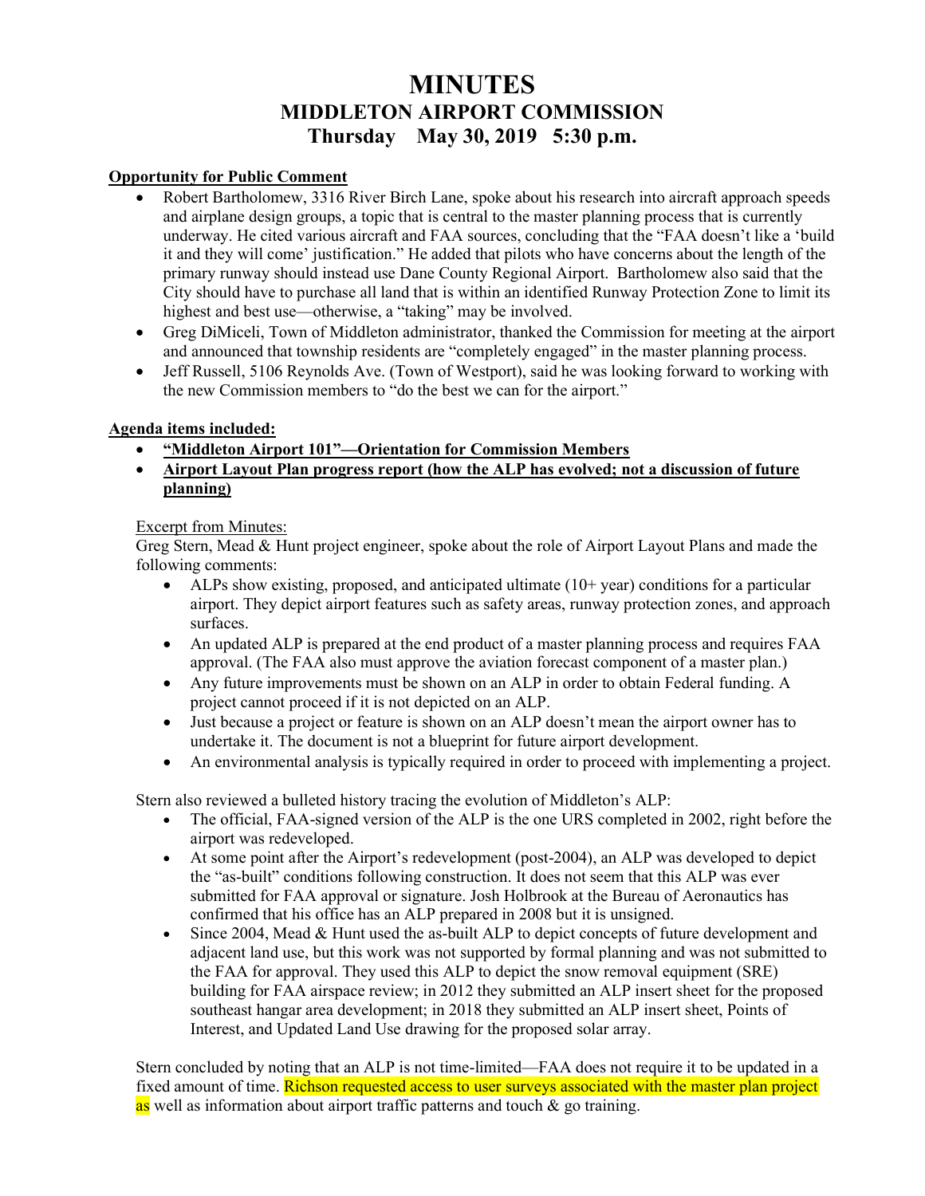# MINUTES
## MIDDLETON AIRPORT COMMISSION
## Thursday May 30, 2019 5:30 p.m.

**Opportunity for Public Comment**

- Robert Bartholomew, 3316 River Birch Lane, spoke about his research into aircraft approach speeds and airplane design groups, a topic that is central to the master planning process that is currently underway. He cited various aircraft and FAA sources, concluding that the "FAA doesn't like a 'build it and they will come' justification." He added that pilots who have concerns about the length of the primary runway should instead use Dane County Regional Airport. Bartholomew also said that the City should have to purchase all land that is within an identified Runway Protection Zone to limit its highest and best use—otherwise, a "taking" may be involved.
- Greg DiMiceli, Town of Middleton administrator, thanked the Commission for meeting at the airport and announced that township residents are "completely engaged" in the master planning process.
- Jeff Russell, 5106 Reynolds Ave. (Town of Westport), said he was looking forward to working with the new Commission members to "do the best we can for the airport."

**Agenda items included:**

- **"Middleton Airport 101"—Orientation for Commission Members**
- **Airport Layout Plan progress report (how the ALP has evolved; not a discussion of future planning)**

Excerpt from Minutes:
Greg Stern, Mead & Hunt project engineer, spoke about the role of Airport Layout Plans and made the following comments:

- ALPs show existing, proposed, and anticipated ultimate (10+ year) conditions for a particular airport. They depict airport features such as safety areas, runway protection zones, and approach surfaces.
- An updated ALP is prepared at the end product of a master planning process and requires FAA approval. (The FAA also must approve the aviation forecast component of a master plan.)
- Any future improvements must be shown on an ALP in order to obtain Federal funding. A project cannot proceed if it is not depicted on an ALP.
- Just because a project or feature is shown on an ALP doesn't mean the airport owner has to undertake it. The document is not a blueprint for future airport development.
- An environmental analysis is typically required in order to proceed with implementing a project.

Stern also reviewed a bulleted history tracing the evolution of Middleton's ALP:

- The official, FAA-signed version of the ALP is the one URS completed in 2002, right before the airport was redeveloped.
- At some point after the Airport's redevelopment (post-2004), an ALP was developed to depict the "as-built" conditions following construction. It does not seem that this ALP was ever submitted for FAA approval or signature. Josh Holbrook at the Bureau of Aeronautics has confirmed that his office has an ALP prepared in 2008 but it is unsigned.
- Since 2004, Mead & Hunt used the as-built ALP to depict concepts of future development and adjacent land use, but this work was not supported by formal planning and was not submitted to the FAA for approval. They used this ALP to depict the snow removal equipment (SRE) building for FAA airspace review; in 2012 they submitted an ALP insert sheet for the proposed southeast hangar area development; in 2018 they submitted an ALP insert sheet, Points of Interest, and Updated Land Use drawing for the proposed solar array.

Stern concluded by noting that an ALP is not time-limited—FAA does not require it to be updated in a fixed amount of time. Richson requested access to user surveys associated with the master plan project as well as information about airport traffic patterns and touch & go training.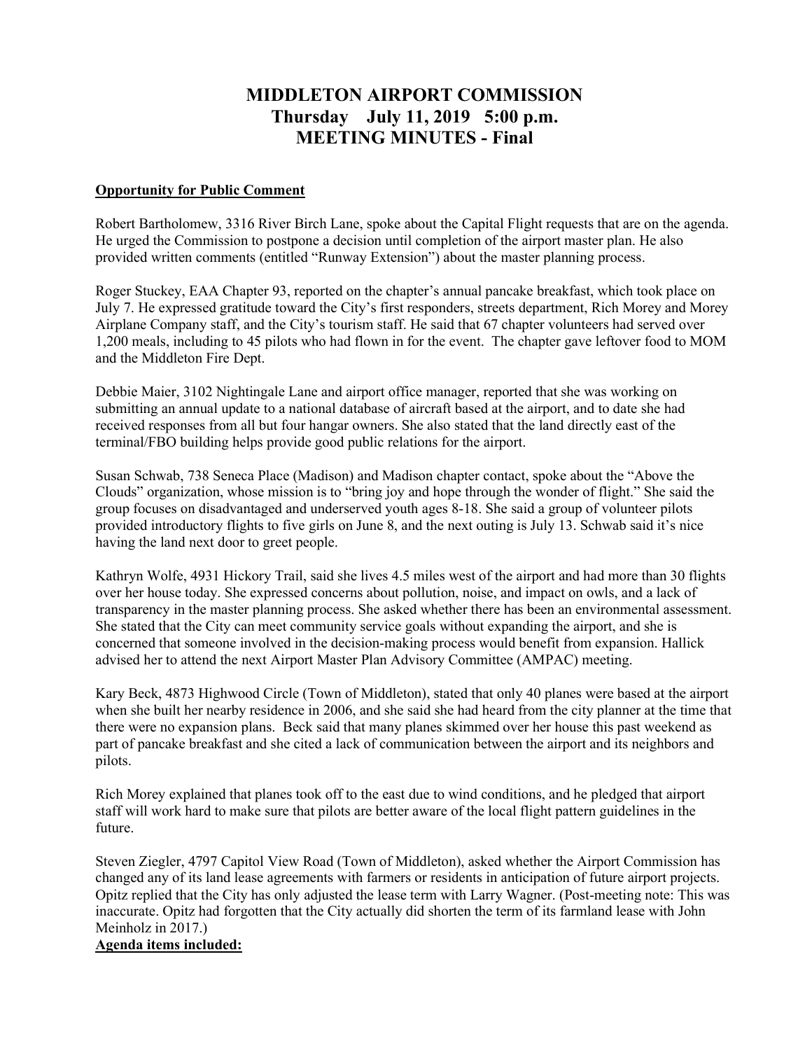# MIDDLETON AIRPORT COMMISSION
# Thursday July 11, 2019 5:00 p.m.
# MEETING MINUTES - Final

**Opportunity for Public Comment**

Robert Bartholomew, 3316 River Birch Lane, spoke about the Capital Flight requests that are on the agenda. He urged the Commission to postpone a decision until completion of the airport master plan. He also provided written comments (entitled "Runway Extension") about the master planning process.

Roger Stuckey, EAA Chapter 93, reported on the chapter's annual pancake breakfast, which took place on July 7. He expressed gratitude toward the City's first responders, streets department, Rich Morey and Morey Airplane Company staff, and the City's tourism staff. He said that 67 chapter volunteers had served over 1,200 meals, including to 45 pilots who had flown in for the event. The chapter gave leftover food to MOM and the Middleton Fire Dept.

Debbie Maier, 3102 Nightingale Lane and airport office manager, reported that she was working on submitting an annual update to a national database of aircraft based at the airport, and to date she had received responses from all but four hangar owners. She also stated that the land directly east of the terminal/FBO building helps provide good public relations for the airport.

Susan Schwab, 738 Seneca Place (Madison) and Madison chapter contact, spoke about the "Above the Clouds" organization, whose mission is to "bring joy and hope through the wonder of flight." She said the group focuses on disadvantaged and underserved youth ages 8-18. She said a group of volunteer pilots provided introductory flights to five girls on June 8, and the next outing is July 13. Schwab said it's nice having the land next door to greet people.

Kathryn Wolfe, 4931 Hickory Trail, said she lives 4.5 miles west of the airport and had more than 30 flights over her house today. She expressed concerns about pollution, noise, and impact on owls, and a lack of transparency in the master planning process. She asked whether there has been an environmental assessment. She stated that the City can meet community service goals without expanding the airport, and she is concerned that someone involved in the decision-making process would benefit from expansion. Hallick advised her to attend the next Airport Master Plan Advisory Committee (AMPAC) meeting.

Kary Beck, 4873 Highwood Circle (Town of Middleton), stated that only 40 planes were based at the airport when she built her nearby residence in 2006, and she said she had heard from the city planner at the time that there were no expansion plans. Beck said that many planes skimmed over her house this past weekend as part of pancake breakfast and she cited a lack of communication between the airport and its neighbors and pilots.

Rich Morey explained that planes took off to the east due to wind conditions, and he pledged that airport staff will work hard to make sure that pilots are better aware of the local flight pattern guidelines in the future.

Steven Ziegler, 4797 Capitol View Road (Town of Middleton), asked whether the Airport Commission has changed any of its land lease agreements with farmers or residents in anticipation of future airport projects. Opitz replied that the City has only adjusted the lease term with Larry Wagner. (Post-meeting note: This was inaccurate. Opitz had forgotten that the City actually did shorten the term of its farmland lease with John Meinholz in 2017.)

**Agenda items included:**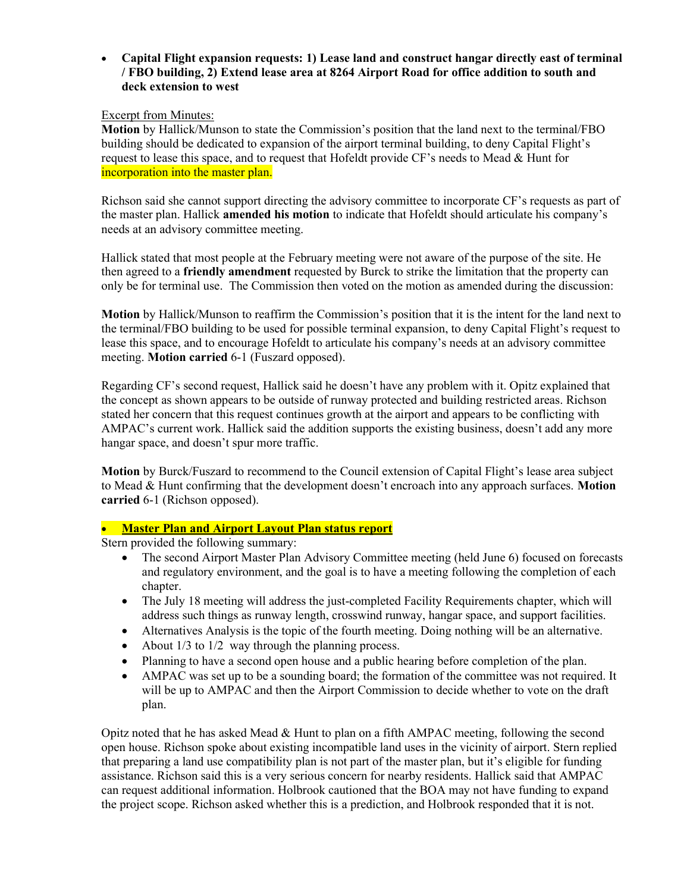- **Capital Flight expansion requests: 1) Lease land and construct hangar directly east of terminal / FBO building, 2) Extend lease area at 8264 Airport Road for office addition to south and deck extension to west**

Excerpt from Minutes:

**Motion** by Hallick/Munson to state the Commission's position that the land next to the terminal/FBO building should be dedicated to expansion of the airport terminal building, to deny Capital Flight's request to lease this space, and to request that Hofeldt provide CF's needs to Mead & Hunt for incorporation into the master plan.

Richson said she cannot support directing the advisory committee to incorporate CF's requests as part of the master plan. Hallick **amended his motion** to indicate that Hofeldt should articulate his company's needs at an advisory committee meeting.

Hallick stated that most people at the February meeting were not aware of the purpose of the site. He then agreed to a **friendly amendment** requested by Burck to strike the limitation that the property can only be for terminal use. The Commission then voted on the motion as amended during the discussion:

**Motion** by Hallick/Munson to reaffirm the Commission's position that it is the intent for the land next to the terminal/FBO building to be used for possible terminal expansion, to deny Capital Flight's request to lease this space, and to encourage Hofeldt to articulate his company's needs at an advisory committee meeting. **Motion carried** 6-1 (Fuszard opposed).

Regarding CF's second request, Hallick said he doesn't have any problem with it. Opitz explained that the concept as shown appears to be outside of runway protected and building restricted areas. Richson stated her concern that this request continues growth at the airport and appears to be conflicting with AMPAC's current work. Hallick said the addition supports the existing business, doesn't add any more hangar space, and doesn't spur more traffic.

**Motion** by Burck/Fuszard to recommend to the Council extension of Capital Flight's lease area subject to Mead & Hunt confirming that the development doesn't encroach into any approach surfaces. **Motion carried** 6-1 (Richson opposed).

- **Master Plan and Airport Layout Plan status report**

Stern provided the following summary:

- The second Airport Master Plan Advisory Committee meeting (held June 6) focused on forecasts and regulatory environment, and the goal is to have a meeting following the completion of each chapter.
- The July 18 meeting will address the just-completed Facility Requirements chapter, which will address such things as runway length, crosswind runway, hangar space, and support facilities.
- Alternatives Analysis is the topic of the fourth meeting. Doing nothing will be an alternative.
- About 1/3 to 1/2 way through the planning process.
- Planning to have a second open house and a public hearing before completion of the plan.
- AMPAC was set up to be a sounding board; the formation of the committee was not required. It will be up to AMPAC and then the Airport Commission to decide whether to vote on the draft plan.

Opitz noted that he has asked Mead & Hunt to plan on a fifth AMPAC meeting, following the second open house. Richson spoke about existing incompatible land uses in the vicinity of airport. Stern replied that preparing a land use compatibility plan is not part of the master plan, but it's eligible for funding assistance. Richson said this is a very serious concern for nearby residents. Hallick said that AMPAC can request additional information. Holbrook cautioned that the BOA may not have funding to expand the project scope. Richson asked whether this is a prediction, and Holbrook responded that it is not.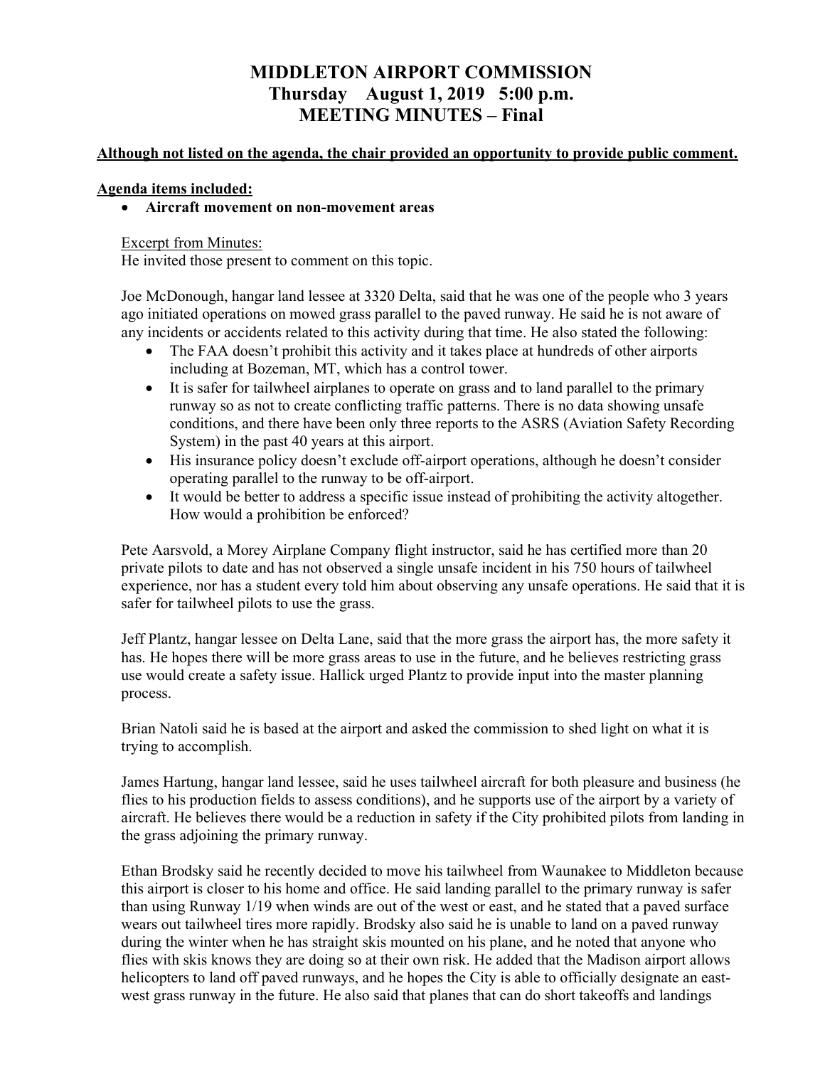# MIDDLETON AIRPORT COMMISSION
## Thursday August 1, 2019 5:00 p.m.
## MEETING MINUTES – Final

**Although not listed on the agenda, the chair provided an opportunity to provide public comment.**

**Agenda items included:**

- **Aircraft movement on non-movement areas**

Excerpt from Minutes:
He invited those present to comment on this topic.

Joe McDonough, hangar land lessee at 3320 Delta, said that he was one of the people who 3 years ago initiated operations on mowed grass parallel to the paved runway. He said he is not aware of any incidents or accidents related to this activity during that time. He also stated the following:

- The FAA doesn't prohibit this activity and it takes place at hundreds of other airports including at Bozeman, MT, which has a control tower.
- It is safer for tailwheel airplanes to operate on grass and to land parallel to the primary runway so as not to create conflicting traffic patterns. There is no data showing unsafe conditions, and there have been only three reports to the ASRS (Aviation Safety Recording System) in the past 40 years at this airport.
- His insurance policy doesn't exclude off-airport operations, although he doesn't consider operating parallel to the runway to be off-airport.
- It would be better to address a specific issue instead of prohibiting the activity altogether. How would a prohibition be enforced?

Pete Aarsvold, a Morey Airplane Company flight instructor, said he has certified more than 20 private pilots to date and has not observed a single unsafe incident in his 750 hours of tailwheel experience, nor has a student every told him about observing any unsafe operations. He said that it is safer for tailwheel pilots to use the grass.

Jeff Plantz, hangar lessee on Delta Lane, said that the more grass the airport has, the more safety it has. He hopes there will be more grass areas to use in the future, and he believes restricting grass use would create a safety issue. Hallick urged Plantz to provide input into the master planning process.

Brian Natoli said he is based at the airport and asked the commission to shed light on what it is trying to accomplish.

James Hartung, hangar land lessee, said he uses tailwheel aircraft for both pleasure and business (he flies to his production fields to assess conditions), and he supports use of the airport by a variety of aircraft. He believes there would be a reduction in safety if the City prohibited pilots from landing in the grass adjoining the primary runway.

Ethan Brodsky said he recently decided to move his tailwheel from Waunakee to Middleton because this airport is closer to his home and office. He said landing parallel to the primary runway is safer than using Runway 1/19 when winds are out of the west or east, and he stated that a paved surface wears out tailwheel tires more rapidly. Brodsky also said he is unable to land on a paved runway during the winter when he has straight skis mounted on his plane, and he noted that anyone who flies with skis knows they are doing so at their own risk. He added that the Madison airport allows helicopters to land off paved runways, and he hopes the City is able to officially designate an east-west grass runway in the future. He also said that planes that can do short takeoffs and landings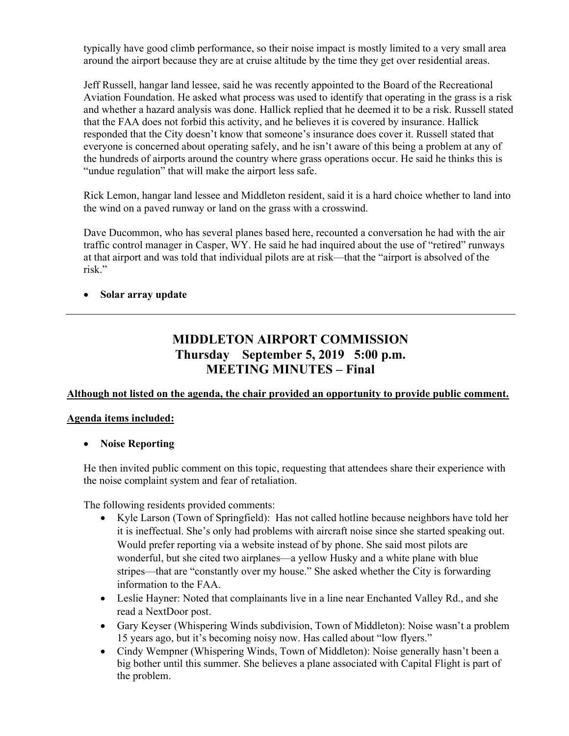typically have good climb performance, so their noise impact is mostly limited to a very small area around the airport because they are at cruise altitude by the time they get over residential areas.

Jeff Russell, hangar land lessee, said he was recently appointed to the Board of the Recreational Aviation Foundation. He asked what process was used to identify that operating in the grass is a risk and whether a hazard analysis was done. Hallick replied that he deemed it to be a risk. Russell stated that the FAA does not forbid this activity, and he believes it is covered by insurance. Hallick responded that the City doesn't know that someone's insurance does cover it. Russell stated that everyone is concerned about operating safely, and he isn't aware of this being a problem at any of the hundreds of airports around the country where grass operations occur. He said he thinks this is "undue regulation" that will make the airport less safe.

Rick Lemon, hangar land lessee and Middleton resident, said it is a hard choice whether to land into the wind on a paved runway or land on the grass with a crosswind.

Dave Ducommon, who has several planes based here, recounted a conversation he had with the air traffic control manager in Casper, WY. He said he had inquired about the use of "retired" runways at that airport and was told that individual pilots are at risk—that the "airport is absolved of the risk."

- **Solar array update**

---

# MIDDLETON AIRPORT COMMISSION
# Thursday September 5, 2019 5:00 p.m.
# MEETING MINUTES – Final

**Although not listed on the agenda, the chair provided an opportunity to provide public comment.**

**Agenda items included:**

- **Noise Reporting**

He then invited public comment on this topic, requesting that attendees share their experience with the noise complaint system and fear of retaliation.

The following residents provided comments:

- Kyle Larson (Town of Springfield): Has not called hotline because neighbors have told her it is ineffectual. She's only had problems with aircraft noise since she started speaking out. Would prefer reporting via a website instead of by phone. She said most pilots are wonderful, but she cited two airplanes—a yellow Husky and a white plane with blue stripes—that are "constantly over my house." She asked whether the City is forwarding information to the FAA.
- Leslie Hayner: Noted that complainants live in a line near Enchanted Valley Rd., and she read a NextDoor post.
- Gary Keyser (Whispering Winds subdivision, Town of Middleton): Noise wasn't a problem 15 years ago, but it's becoming noisy now. Has called about "low flyers."
- Cindy Wempner (Whispering Winds, Town of Middleton): Noise generally hasn't been a big bother until this summer. She believes a plane associated with Capital Flight is part of the problem.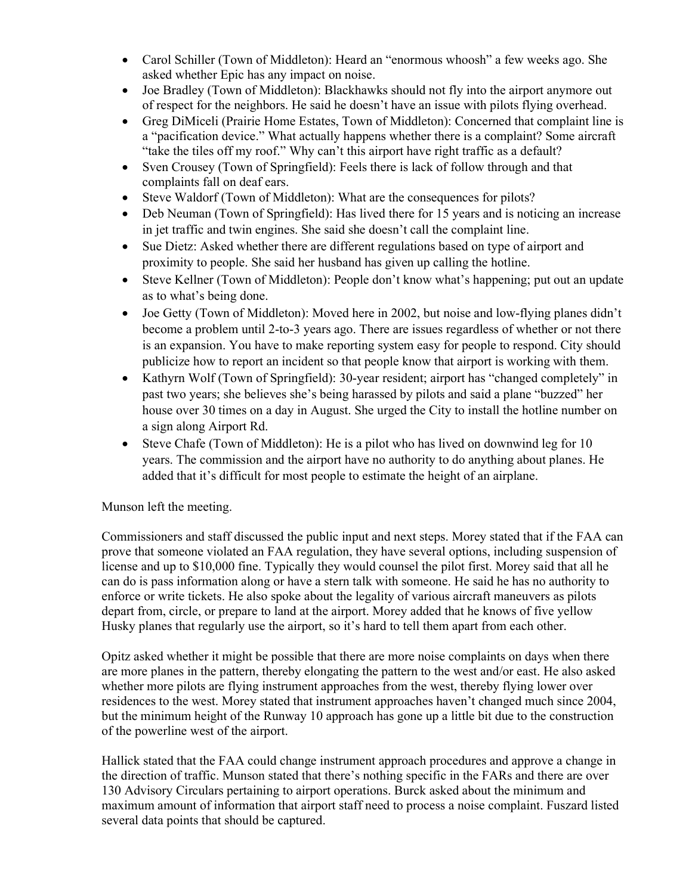- Carol Schiller (Town of Middleton): Heard an "enormous whoosh" a few weeks ago. She asked whether Epic has any impact on noise.
- Joe Bradley (Town of Middleton): Blackhawks should not fly into the airport anymore out of respect for the neighbors. He said he doesn't have an issue with pilots flying overhead.
- Greg DiMiceli (Prairie Home Estates, Town of Middleton): Concerned that complaint line is a "pacification device." What actually happens whether there is a complaint? Some aircraft "take the tiles off my roof." Why can't this airport have right traffic as a default?
- Sven Crousey (Town of Springfield): Feels there is lack of follow through and that complaints fall on deaf ears.
- Steve Waldorf (Town of Middleton): What are the consequences for pilots?
- Deb Neuman (Town of Springfield): Has lived there for 15 years and is noticing an increase in jet traffic and twin engines. She said she doesn't call the complaint line.
- Sue Dietz: Asked whether there are different regulations based on type of airport and proximity to people. She said her husband has given up calling the hotline.
- Steve Kellner (Town of Middleton): People don't know what's happening; put out an update as to what's being done.
- Joe Getty (Town of Middleton): Moved here in 2002, but noise and low-flying planes didn't become a problem until 2-to-3 years ago. There are issues regardless of whether or not there is an expansion. You have to make reporting system easy for people to respond. City should publicize how to report an incident so that people know that airport is working with them.
- Kathyrn Wolf (Town of Springfield): 30-year resident; airport has "changed completely" in past two years; she believes she's being harassed by pilots and said a plane "buzzed" her house over 30 times on a day in August. She urged the City to install the hotline number on a sign along Airport Rd.
- Steve Chafe (Town of Middleton): He is a pilot who has lived on downwind leg for 10 years. The commission and the airport have no authority to do anything about planes. He added that it's difficult for most people to estimate the height of an airplane.

Munson left the meeting.

Commissioners and staff discussed the public input and next steps. Morey stated that if the FAA can prove that someone violated an FAA regulation, they have several options, including suspension of license and up to $10,000 fine. Typically they would counsel the pilot first. Morey said that all he can do is pass information along or have a stern talk with someone. He said he has no authority to enforce or write tickets. He also spoke about the legality of various aircraft maneuvers as pilots depart from, circle, or prepare to land at the airport. Morey added that he knows of five yellow Husky planes that regularly use the airport, so it's hard to tell them apart from each other.

Opitz asked whether it might be possible that there are more noise complaints on days when there are more planes in the pattern, thereby elongating the pattern to the west and/or east. He also asked whether more pilots are flying instrument approaches from the west, thereby flying lower over residences to the west. Morey stated that instrument approaches haven't changed much since 2004, but the minimum height of the Runway 10 approach has gone up a little bit due to the construction of the powerline west of the airport.

Hallick stated that the FAA could change instrument approach procedures and approve a change in the direction of traffic. Munson stated that there's nothing specific in the FARs and there are over 130 Advisory Circulars pertaining to airport operations. Burck asked about the minimum and maximum amount of information that airport staff need to process a noise complaint. Fuszard listed several data points that should be captured.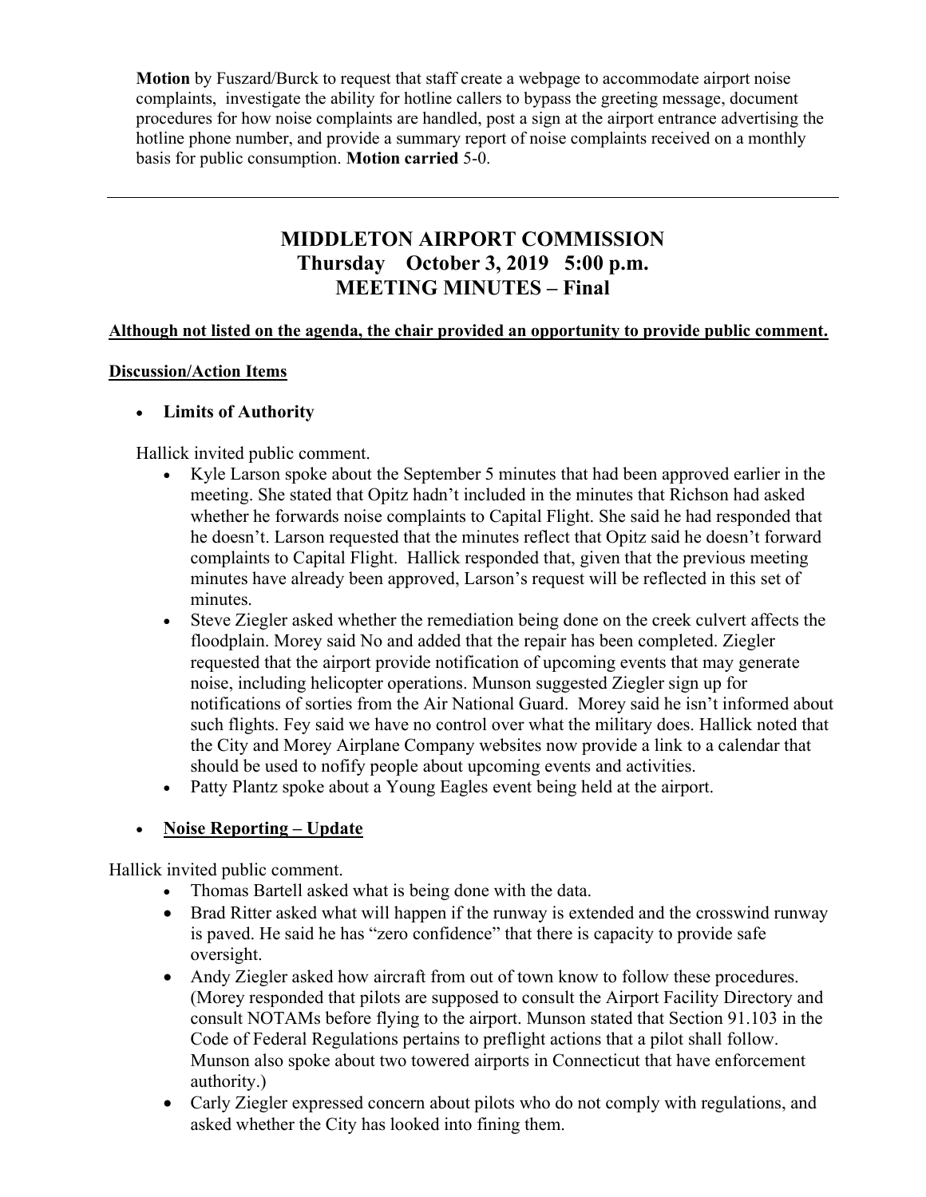**Motion** by Fuszard/Burck to request that staff create a webpage to accommodate airport noise complaints, investigate the ability for hotline callers to bypass the greeting message, document procedures for how noise complaints are handled, post a sign at the airport entrance advertising the hotline phone number, and provide a summary report of noise complaints received on a monthly basis for public consumption. **Motion carried** 5-0.

---

# MIDDLETON AIRPORT COMMISSION
## Thursday October 3, 2019 5:00 p.m.
## MEETING MINUTES – Final

**Although not listed on the agenda, the chair provided an opportunity to provide public comment.**

**Discussion/Action Items**

- **Limits of Authority**

Hallick invited public comment.

- Kyle Larson spoke about the September 5 minutes that had been approved earlier in the meeting. She stated that Opitz hadn't included in the minutes that Richson had asked whether he forwards noise complaints to Capital Flight. She said he had responded that he doesn't. Larson requested that the minutes reflect that Opitz said he doesn't forward complaints to Capital Flight. Hallick responded that, given that the previous meeting minutes have already been approved, Larson's request will be reflected in this set of minutes.
- Steve Ziegler asked whether the remediation being done on the creek culvert affects the floodplain. Morey said No and added that the repair has been completed. Ziegler requested that the airport provide notification of upcoming events that may generate noise, including helicopter operations. Munson suggested Ziegler sign up for notifications of sorties from the Air National Guard. Morey said he isn't informed about such flights. Fey said we have no control over what the military does. Hallick noted that the City and Morey Airplane Company websites now provide a link to a calendar that should be used to nofify people about upcoming events and activities.
- Patty Plantz spoke about a Young Eagles event being held at the airport.

- **Noise Reporting – Update**

Hallick invited public comment.

- Thomas Bartell asked what is being done with the data.
- Brad Ritter asked what will happen if the runway is extended and the crosswind runway is paved. He said he has "zero confidence" that there is capacity to provide safe oversight.
- Andy Ziegler asked how aircraft from out of town know to follow these procedures. (Morey responded that pilots are supposed to consult the Airport Facility Directory and consult NOTAMs before flying to the airport. Munson stated that Section 91.103 in the Code of Federal Regulations pertains to preflight actions that a pilot shall follow. Munson also spoke about two towered airports in Connecticut that have enforcement authority.)
- Carly Ziegler expressed concern about pilots who do not comply with regulations, and asked whether the City has looked into fining them.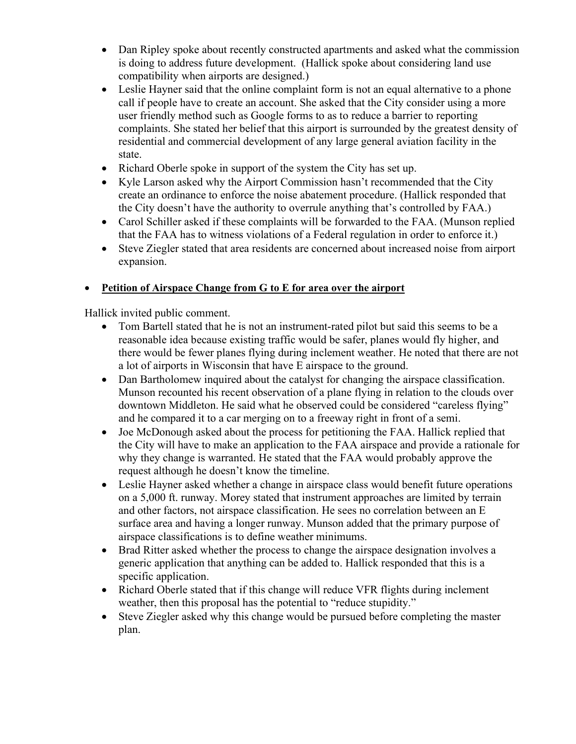- Dan Ripley spoke about recently constructed apartments and asked what the commission is doing to address future development. (Hallick spoke about considering land use compatibility when airports are designed.)
- Leslie Hayner said that the online complaint form is not an equal alternative to a phone call if people have to create an account. She asked that the City consider using a more user friendly method such as Google forms to as to reduce a barrier to reporting complaints. She stated her belief that this airport is surrounded by the greatest density of residential and commercial development of any large general aviation facility in the state.
- Richard Oberle spoke in support of the system the City has set up.
- Kyle Larson asked why the Airport Commission hasn't recommended that the City create an ordinance to enforce the noise abatement procedure. (Hallick responded that the City doesn't have the authority to overrule anything that's controlled by FAA.)
- Carol Schiller asked if these complaints will be forwarded to the FAA. (Munson replied that the FAA has to witness violations of a Federal regulation in order to enforce it.)
- Steve Ziegler stated that area residents are concerned about increased noise from airport expansion.

- **<u>Petition of Airspace Change from G to E for area over the airport</u>**

Hallick invited public comment.

- Tom Bartell stated that he is not an instrument-rated pilot but said this seems to be a reasonable idea because existing traffic would be safer, planes would fly higher, and there would be fewer planes flying during inclement weather. He noted that there are not a lot of airports in Wisconsin that have E airspace to the ground.
- Dan Bartholomew inquired about the catalyst for changing the airspace classification. Munson recounted his recent observation of a plane flying in relation to the clouds over downtown Middleton. He said what he observed could be considered "careless flying" and he compared it to a car merging on to a freeway right in front of a semi.
- Joe McDonough asked about the process for petitioning the FAA. Hallick replied that the City will have to make an application to the FAA airspace and provide a rationale for why they change is warranted. He stated that the FAA would probably approve the request although he doesn't know the timeline.
- Leslie Hayner asked whether a change in airspace class would benefit future operations on a 5,000 ft. runway. Morey stated that instrument approaches are limited by terrain and other factors, not airspace classification. He sees no correlation between an E surface area and having a longer runway. Munson added that the primary purpose of airspace classifications is to define weather minimums.
- Brad Ritter asked whether the process to change the airspace designation involves a generic application that anything can be added to. Hallick responded that this is a specific application.
- Richard Oberle stated that if this change will reduce VFR flights during inclement weather, then this proposal has the potential to "reduce stupidity."
- Steve Ziegler asked why this change would be pursued before completing the master plan.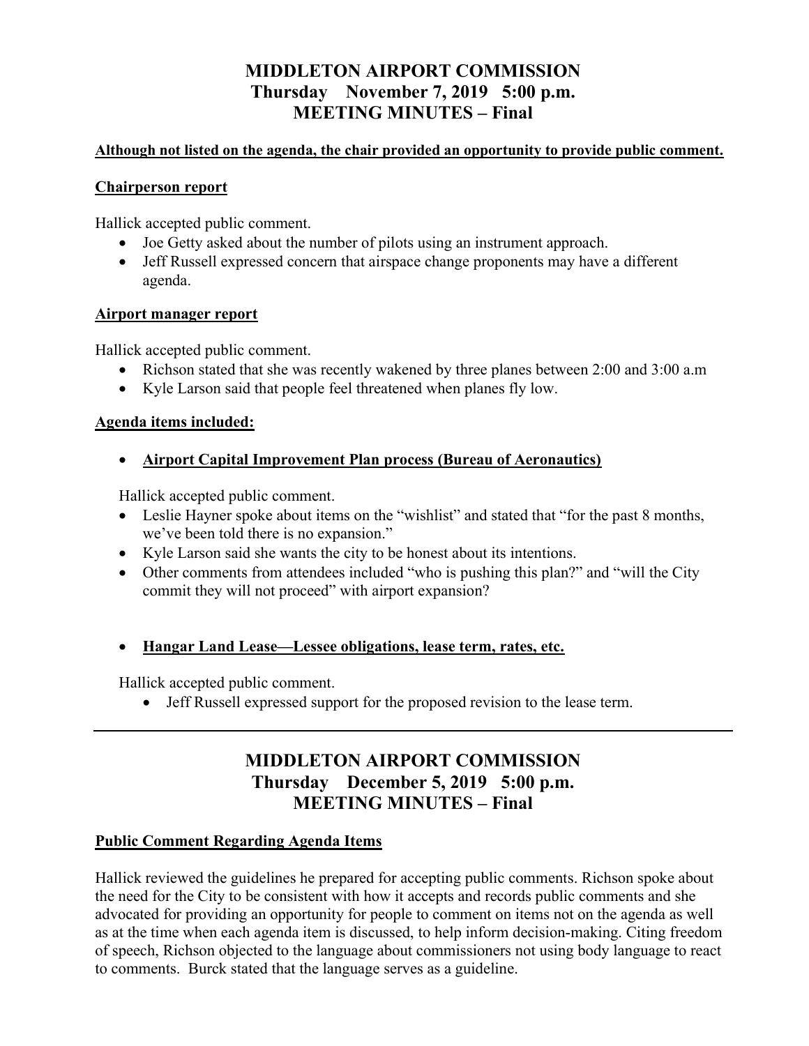# MIDDLETON AIRPORT COMMISSION
## Thursday November 7, 2019 5:00 p.m.
## MEETING MINUTES – Final

**Although not listed on the agenda, the chair provided an opportunity to provide public comment.**

**Chairperson report**

Hallick accepted public comment.

- Joe Getty asked about the number of pilots using an instrument approach.
- Jeff Russell expressed concern that airspace change proponents may have a different agenda.

**Airport manager report**

Hallick accepted public comment.

- Richson stated that she was recently wakened by three planes between 2:00 and 3:00 a.m
- Kyle Larson said that people feel threatened when planes fly low.

**Agenda items included:**

- **Airport Capital Improvement Plan process (Bureau of Aeronautics)**

  Hallick accepted public comment.

- Leslie Hayner spoke about items on the "wishlist" and stated that "for the past 8 months, we've been told there is no expansion."
- Kyle Larson said she wants the city to be honest about its intentions.
- Other comments from attendees included "who is pushing this plan?" and "will the City commit they will not proceed" with airport expansion?

- **Hangar Land Lease—Lessee obligations, lease term, rates, etc.**

  Hallick accepted public comment.

  - Jeff Russell expressed support for the proposed revision to the lease term.

---

# MIDDLETON AIRPORT COMMISSION
## Thursday December 5, 2019 5:00 p.m.
## MEETING MINUTES – Final

**Public Comment Regarding Agenda Items**

Hallick reviewed the guidelines he prepared for accepting public comments. Richson spoke about the need for the City to be consistent with how it accepts and records public comments and she advocated for providing an opportunity for people to comment on items not on the agenda as well as at the time when each agenda item is discussed, to help inform decision-making. Citing freedom of speech, Richson objected to the language about commissioners not using body language to react to comments. Burck stated that the language serves as a guideline.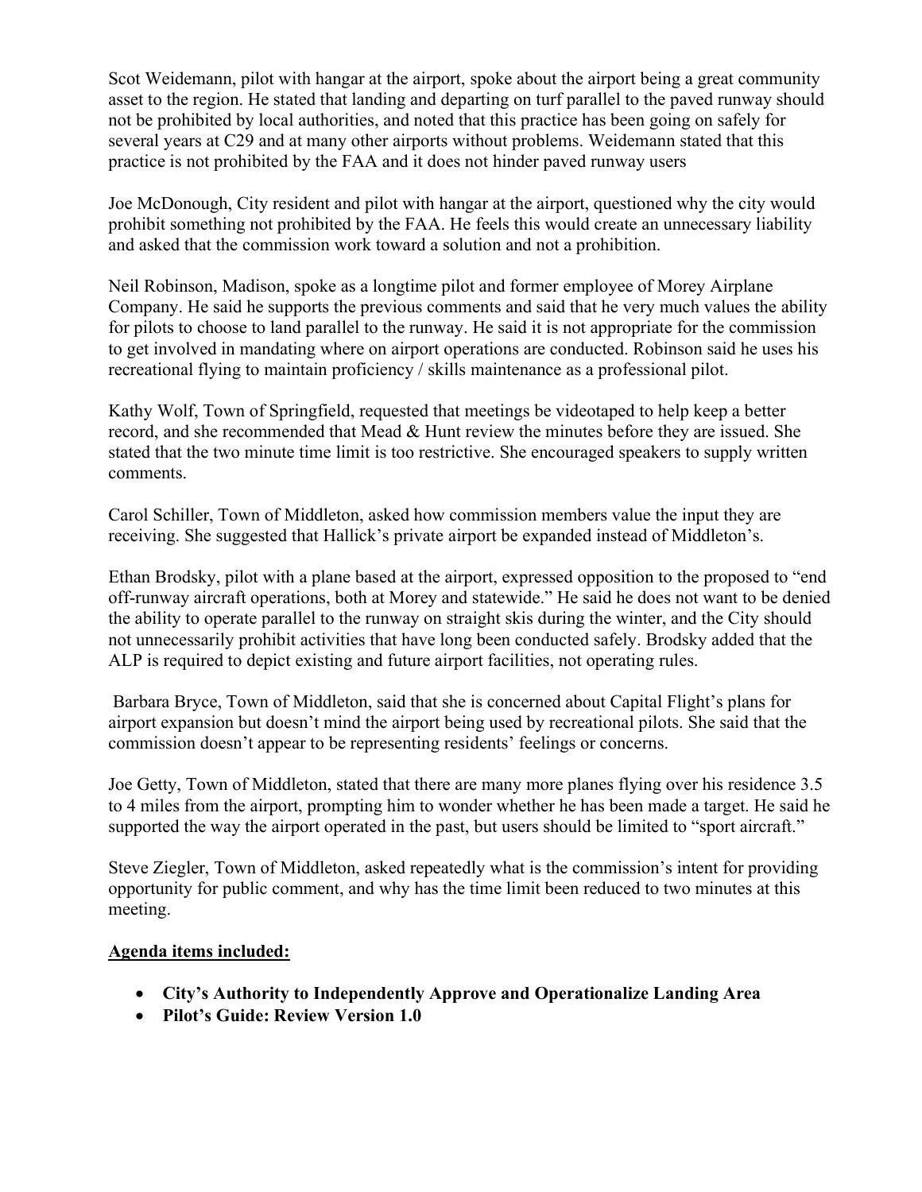Scot Weidemann, pilot with hangar at the airport, spoke about the airport being a great community asset to the region. He stated that landing and departing on turf parallel to the paved runway should not be prohibited by local authorities, and noted that this practice has been going on safely for several years at C29 and at many other airports without problems. Weidemann stated that this practice is not prohibited by the FAA and it does not hinder paved runway users

Joe McDonough, City resident and pilot with hangar at the airport, questioned why the city would prohibit something not prohibited by the FAA. He feels this would create an unnecessary liability and asked that the commission work toward a solution and not a prohibition.

Neil Robinson, Madison, spoke as a longtime pilot and former employee of Morey Airplane Company. He said he supports the previous comments and said that he very much values the ability for pilots to choose to land parallel to the runway. He said it is not appropriate for the commission to get involved in mandating where on airport operations are conducted. Robinson said he uses his recreational flying to maintain proficiency / skills maintenance as a professional pilot.

Kathy Wolf, Town of Springfield, requested that meetings be videotaped to help keep a better record, and she recommended that Mead & Hunt review the minutes before they are issued. She stated that the two minute time limit is too restrictive. She encouraged speakers to supply written comments.

Carol Schiller, Town of Middleton, asked how commission members value the input they are receiving. She suggested that Hallick's private airport be expanded instead of Middleton's.

Ethan Brodsky, pilot with a plane based at the airport, expressed opposition to the proposed to "end off-runway aircraft operations, both at Morey and statewide." He said he does not want to be denied the ability to operate parallel to the runway on straight skis during the winter, and the City should not unnecessarily prohibit activities that have long been conducted safely. Brodsky added that the ALP is required to depict existing and future airport facilities, not operating rules.

Barbara Bryce, Town of Middleton, said that she is concerned about Capital Flight's plans for airport expansion but doesn't mind the airport being used by recreational pilots. She said that the commission doesn't appear to be representing residents' feelings or concerns.

Joe Getty, Town of Middleton, stated that there are many more planes flying over his residence 3.5 to 4 miles from the airport, prompting him to wonder whether he has been made a target. He said he supported the way the airport operated in the past, but users should be limited to "sport aircraft."

Steve Ziegler, Town of Middleton, asked repeatedly what is the commission's intent for providing opportunity for public comment, and why has the time limit been reduced to two minutes at this meeting.

**<u>Agenda items included:</u>**

- **City's Authority to Independently Approve and Operationalize Landing Area**
- **Pilot's Guide: Review Version 1.0**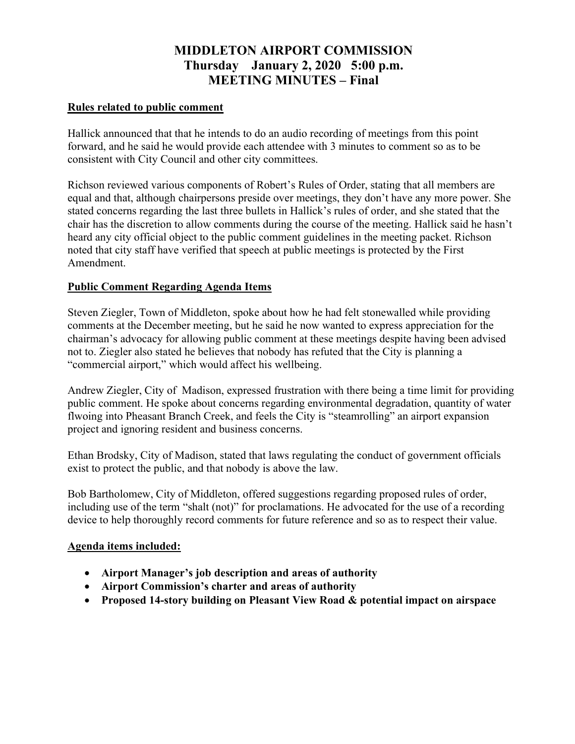# MIDDLETON AIRPORT COMMISSION
# Thursday January 2, 2020 5:00 p.m.
# MEETING MINUTES – Final

## Rules related to public comment

Hallick announced that that he intends to do an audio recording of meetings from this point forward, and he said he would provide each attendee with 3 minutes to comment so as to be consistent with City Council and other city committees.

Richson reviewed various components of Robert's Rules of Order, stating that all members are equal and that, although chairpersons preside over meetings, they don't have any more power. She stated concerns regarding the last three bullets in Hallick's rules of order, and she stated that the chair has the discretion to allow comments during the course of the meeting. Hallick said he hasn't heard any city official object to the public comment guidelines in the meeting packet. Richson noted that city staff have verified that speech at public meetings is protected by the First Amendment.

## Public Comment Regarding Agenda Items

Steven Ziegler, Town of Middleton, spoke about how he had felt stonewalled while providing comments at the December meeting, but he said he now wanted to express appreciation for the chairman's advocacy for allowing public comment at these meetings despite having been advised not to. Ziegler also stated he believes that nobody has refuted that the City is planning a "commercial airport," which would affect his wellbeing.

Andrew Ziegler, City of Madison, expressed frustration with there being a time limit for providing public comment. He spoke about concerns regarding environmental degradation, quantity of water flwoing into Pheasant Branch Creek, and feels the City is "steamrolling" an airport expansion project and ignoring resident and business concerns.

Ethan Brodsky, City of Madison, stated that laws regulating the conduct of government officials exist to protect the public, and that nobody is above the law.

Bob Bartholomew, City of Middleton, offered suggestions regarding proposed rules of order, including use of the term "shalt (not)" for proclamations. He advocated for the use of a recording device to help thoroughly record comments for future reference and so as to respect their value.

## Agenda items included:

- **Airport Manager's job description and areas of authority**
- **Airport Commission's charter and areas of authority**
- **Proposed 14-story building on Pleasant View Road & potential impact on airspace**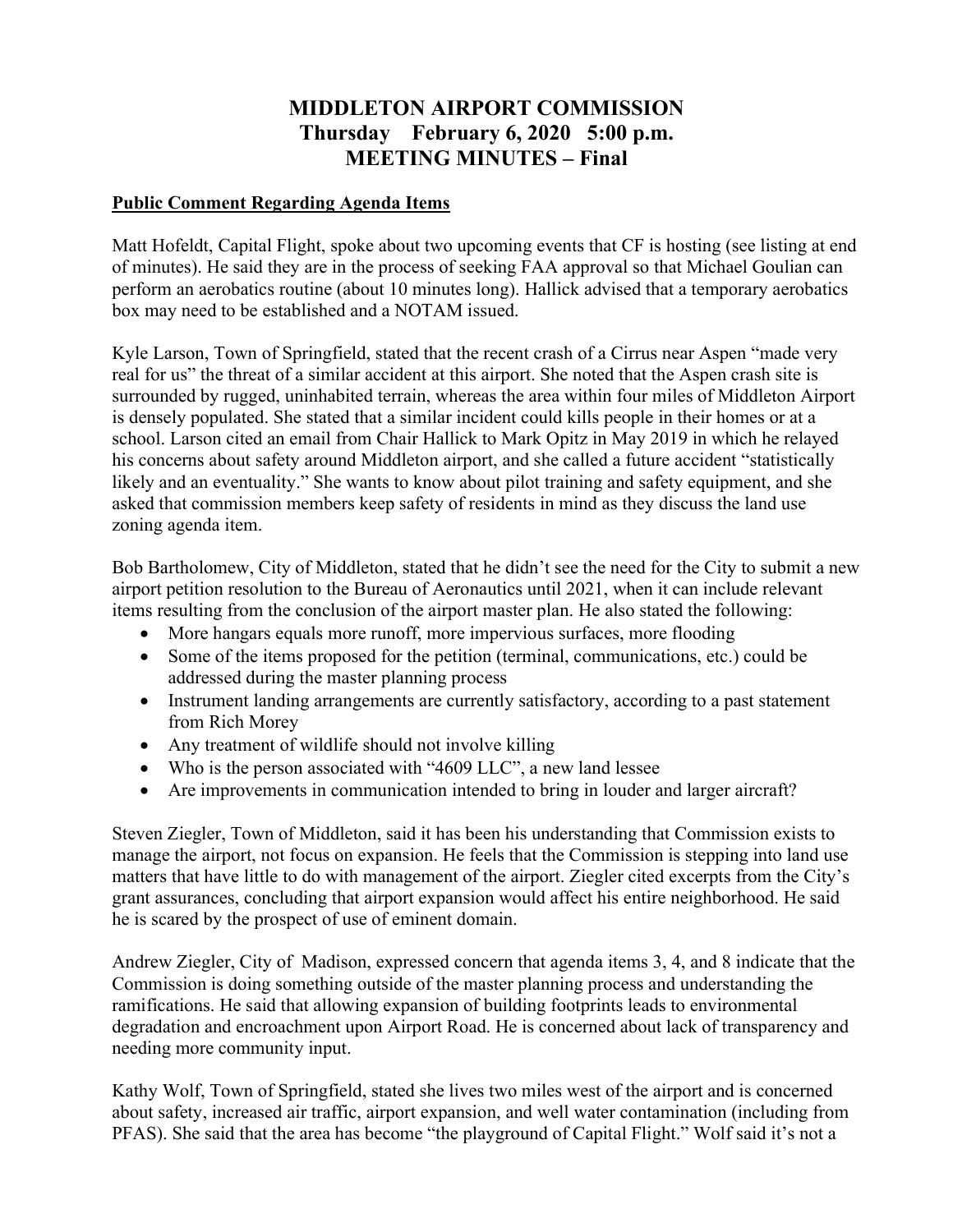# MIDDLETON AIRPORT COMMISSION
## Thursday February 6, 2020 5:00 p.m.
## MEETING MINUTES – Final

**Public Comment Regarding Agenda Items**

Matt Hofeldt, Capital Flight, spoke about two upcoming events that CF is hosting (see listing at end of minutes). He said they are in the process of seeking FAA approval so that Michael Goulian can perform an aerobatics routine (about 10 minutes long). Hallick advised that a temporary aerobatics box may need to be established and a NOTAM issued.

Kyle Larson, Town of Springfield, stated that the recent crash of a Cirrus near Aspen "made very real for us" the threat of a similar accident at this airport. She noted that the Aspen crash site is surrounded by rugged, uninhabited terrain, whereas the area within four miles of Middleton Airport is densely populated. She stated that a similar incident could kills people in their homes or at a school. Larson cited an email from Chair Hallick to Mark Opitz in May 2019 in which he relayed his concerns about safety around Middleton airport, and she called a future accident "statistically likely and an eventuality." She wants to know about pilot training and safety equipment, and she asked that commission members keep safety of residents in mind as they discuss the land use zoning agenda item.

Bob Bartholomew, City of Middleton, stated that he didn't see the need for the City to submit a new airport petition resolution to the Bureau of Aeronautics until 2021, when it can include relevant items resulting from the conclusion of the airport master plan. He also stated the following:

- More hangars equals more runoff, more impervious surfaces, more flooding
- Some of the items proposed for the petition (terminal, communications, etc.) could be addressed during the master planning process
- Instrument landing arrangements are currently satisfactory, according to a past statement from Rich Morey
- Any treatment of wildlife should not involve killing
- Who is the person associated with "4609 LLC", a new land lessee
- Are improvements in communication intended to bring in louder and larger aircraft?

Steven Ziegler, Town of Middleton, said it has been his understanding that Commission exists to manage the airport, not focus on expansion. He feels that the Commission is stepping into land use matters that have little to do with management of the airport. Ziegler cited excerpts from the City's grant assurances, concluding that airport expansion would affect his entire neighborhood. He said he is scared by the prospect of use of eminent domain.

Andrew Ziegler, City of Madison, expressed concern that agenda items 3, 4, and 8 indicate that the Commission is doing something outside of the master planning process and understanding the ramifications. He said that allowing expansion of building footprints leads to environmental degradation and encroachment upon Airport Road. He is concerned about lack of transparency and needing more community input.

Kathy Wolf, Town of Springfield, stated she lives two miles west of the airport and is concerned about safety, increased air traffic, airport expansion, and well water contamination (including from PFAS). She said that the area has become "the playground of Capital Flight." Wolf said it's not a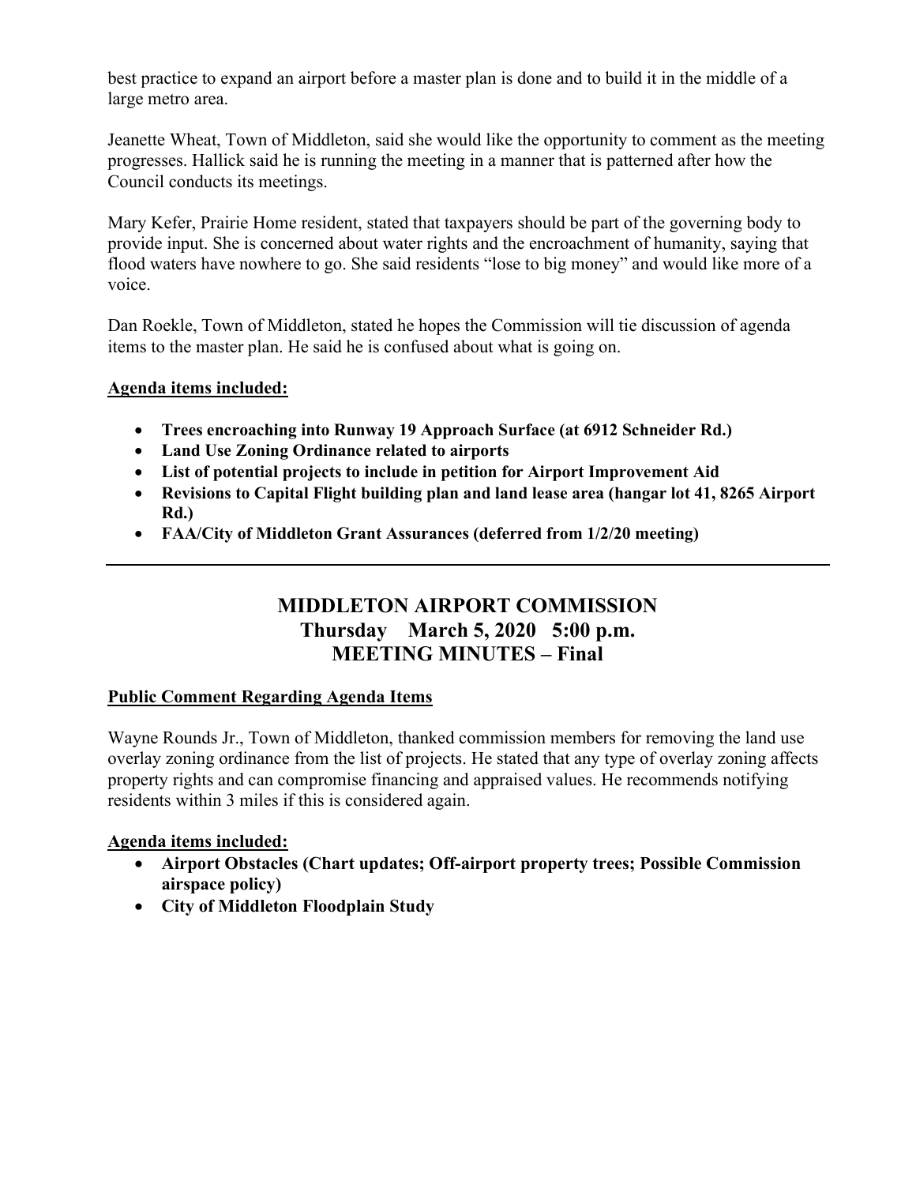best practice to expand an airport before a master plan is done and to build it in the middle of a large metro area.

Jeanette Wheat, Town of Middleton, said she would like the opportunity to comment as the meeting progresses. Hallick said he is running the meeting in a manner that is patterned after how the Council conducts its meetings.

Mary Kefer, Prairie Home resident, stated that taxpayers should be part of the governing body to provide input. She is concerned about water rights and the encroachment of humanity, saying that flood waters have nowhere to go. She said residents "lose to big money" and would like more of a voice.

Dan Roekle, Town of Middleton, stated he hopes the Commission will tie discussion of agenda items to the master plan. He said he is confused about what is going on.

**Agenda items included:**

- **Trees encroaching into Runway 19 Approach Surface (at 6912 Schneider Rd.)**
- **Land Use Zoning Ordinance related to airports**
- **List of potential projects to include in petition for Airport Improvement Aid**
- **Revisions to Capital Flight building plan and land lease area (hangar lot 41, 8265 Airport Rd.)**
- **FAA/City of Middleton Grant Assurances (deferred from 1/2/20 meeting)**

---

## MIDDLETON AIRPORT COMMISSION
## Thursday March 5, 2020 5:00 p.m.
## MEETING MINUTES – Final

**Public Comment Regarding Agenda Items**

Wayne Rounds Jr., Town of Middleton, thanked commission members for removing the land use overlay zoning ordinance from the list of projects. He stated that any type of overlay zoning affects property rights and can compromise financing and appraised values. He recommends notifying residents within 3 miles if this is considered again.

**Agenda items included:**

- **Airport Obstacles (Chart updates; Off-airport property trees; Possible Commission airspace policy)**
- **City of Middleton Floodplain Study**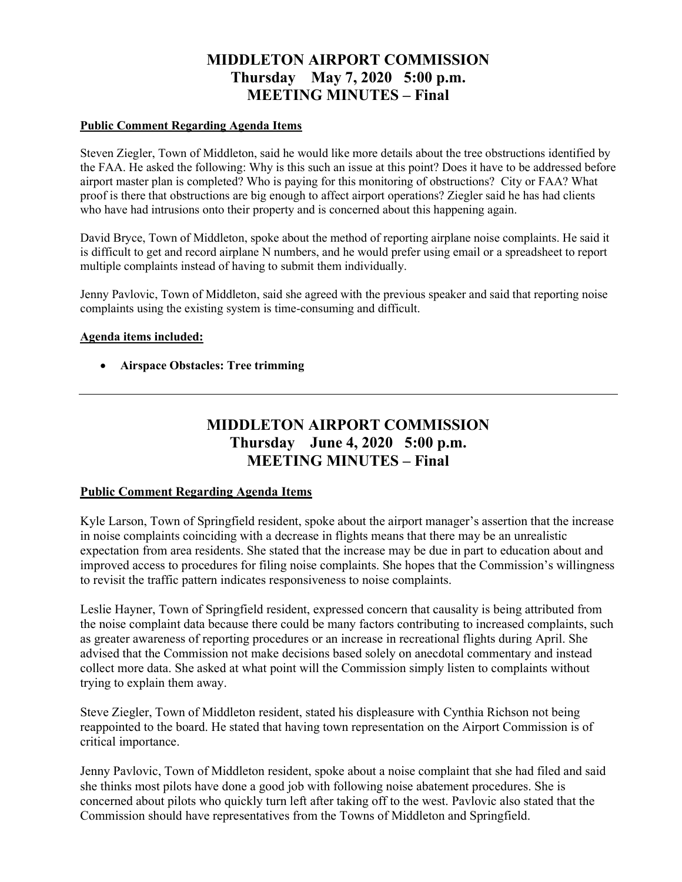# MIDDLETON AIRPORT COMMISSION
## Thursday May 7, 2020 5:00 p.m.
## MEETING MINUTES – Final

**Public Comment Regarding Agenda Items**

Steven Ziegler, Town of Middleton, said he would like more details about the tree obstructions identified by the FAA. He asked the following: Why is this such an issue at this point? Does it have to be addressed before airport master plan is completed? Who is paying for this monitoring of obstructions? City or FAA? What proof is there that obstructions are big enough to affect airport operations? Ziegler said he has had clients who have had intrusions onto their property and is concerned about this happening again.

David Bryce, Town of Middleton, spoke about the method of reporting airplane noise complaints. He said it is difficult to get and record airplane N numbers, and he would prefer using email or a spreadsheet to report multiple complaints instead of having to submit them individually.

Jenny Pavlovic, Town of Middleton, said she agreed with the previous speaker and said that reporting noise complaints using the existing system is time-consuming and difficult.

**Agenda items included:**

- **Airspace Obstacles: Tree trimming**

---

# MIDDLETON AIRPORT COMMISSION
## Thursday June 4, 2020 5:00 p.m.
## MEETING MINUTES – Final

**Public Comment Regarding Agenda Items**

Kyle Larson, Town of Springfield resident, spoke about the airport manager's assertion that the increase in noise complaints coinciding with a decrease in flights means that there may be an unrealistic expectation from area residents. She stated that the increase may be due in part to education about and improved access to procedures for filing noise complaints. She hopes that the Commission's willingness to revisit the traffic pattern indicates responsiveness to noise complaints.

Leslie Hayner, Town of Springfield resident, expressed concern that causality is being attributed from the noise complaint data because there could be many factors contributing to increased complaints, such as greater awareness of reporting procedures or an increase in recreational flights during April. She advised that the Commission not make decisions based solely on anecdotal commentary and instead collect more data. She asked at what point will the Commission simply listen to complaints without trying to explain them away.

Steve Ziegler, Town of Middleton resident, stated his displeasure with Cynthia Richson not being reappointed to the board. He stated that having town representation on the Airport Commission is of critical importance.

Jenny Pavlovic, Town of Middleton resident, spoke about a noise complaint that she had filed and said she thinks most pilots have done a good job with following noise abatement procedures. She is concerned about pilots who quickly turn left after taking off to the west. Pavlovic also stated that the Commission should have representatives from the Towns of Middleton and Springfield.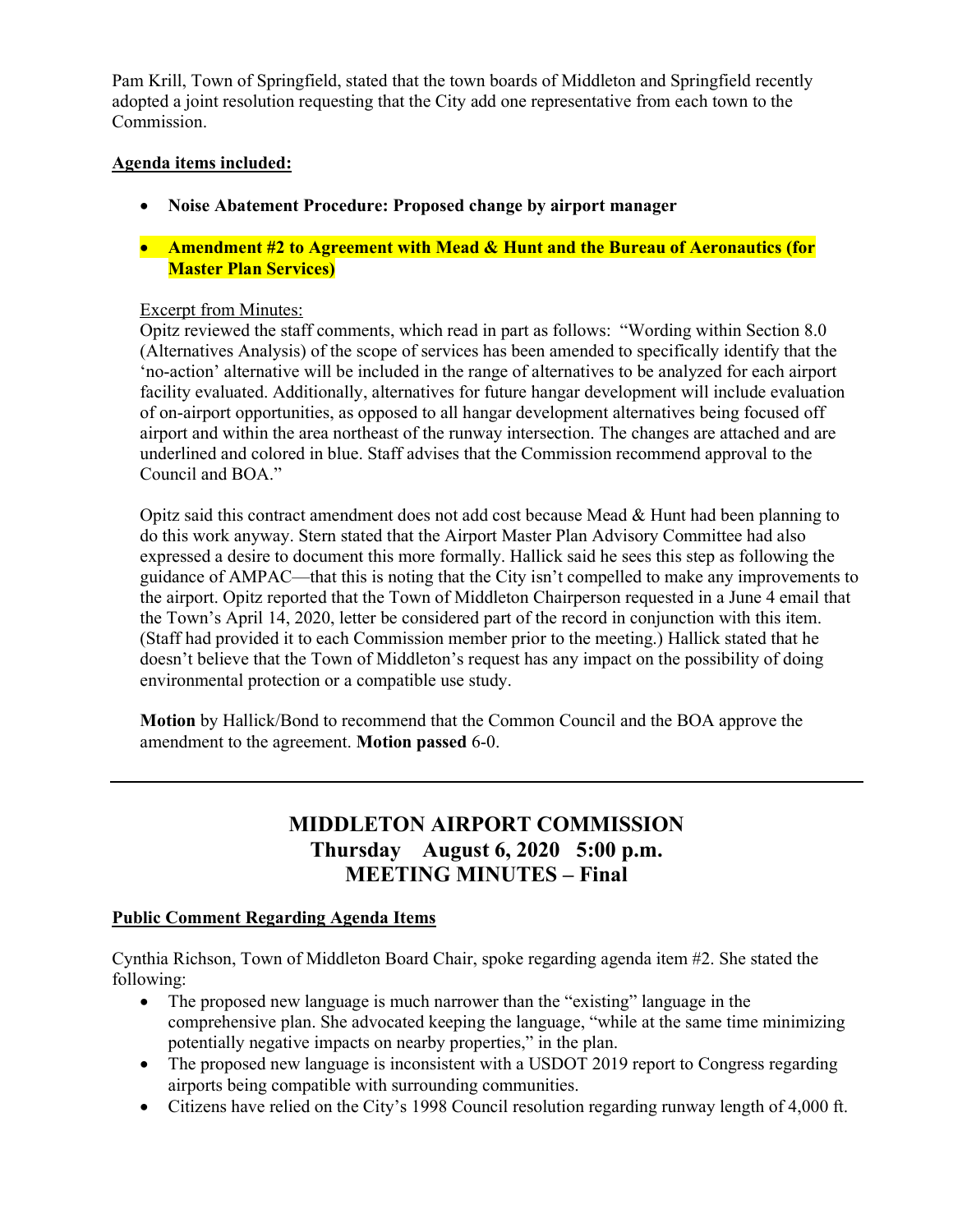Pam Krill, Town of Springfield, stated that the town boards of Middleton and Springfield recently adopted a joint resolution requesting that the City add one representative from each town to the Commission.

**Agenda items included:**

- **Noise Abatement Procedure: Proposed change by airport manager**
- **Amendment #2 to Agreement with Mead & Hunt and the Bureau of Aeronautics (for Master Plan Services)**

Excerpt from Minutes:
Opitz reviewed the staff comments, which read in part as follows: "Wording within Section 8.0 (Alternatives Analysis) of the scope of services has been amended to specifically identify that the 'no-action' alternative will be included in the range of alternatives to be analyzed for each airport facility evaluated. Additionally, alternatives for future hangar development will include evaluation of on-airport opportunities, as opposed to all hangar development alternatives being focused off airport and within the area northeast of the runway intersection. The changes are attached and are underlined and colored in blue. Staff advises that the Commission recommend approval to the Council and BOA."

Opitz said this contract amendment does not add cost because Mead & Hunt had been planning to do this work anyway. Stern stated that the Airport Master Plan Advisory Committee had also expressed a desire to document this more formally. Hallick said he sees this step as following the guidance of AMPAC—that this is noting that the City isn't compelled to make any improvements to the airport. Opitz reported that the Town of Middleton Chairperson requested in a June 4 email that the Town's April 14, 2020, letter be considered part of the record in conjunction with this item. (Staff had provided it to each Commission member prior to the meeting.) Hallick stated that he doesn't believe that the Town of Middleton's request has any impact on the possibility of doing environmental protection or a compatible use study.

**Motion** by Hallick/Bond to recommend that the Common Council and the BOA approve the amendment to the agreement. **Motion passed** 6-0.

---

## MIDDLETON AIRPORT COMMISSION
## Thursday August 6, 2020 5:00 p.m.
## MEETING MINUTES – Final

**Public Comment Regarding Agenda Items**

Cynthia Richson, Town of Middleton Board Chair, spoke regarding agenda item #2. She stated the following:

- The proposed new language is much narrower than the "existing" language in the comprehensive plan. She advocated keeping the language, "while at the same time minimizing potentially negative impacts on nearby properties," in the plan.
- The proposed new language is inconsistent with a USDOT 2019 report to Congress regarding airports being compatible with surrounding communities.
- Citizens have relied on the City's 1998 Council resolution regarding runway length of 4,000 ft.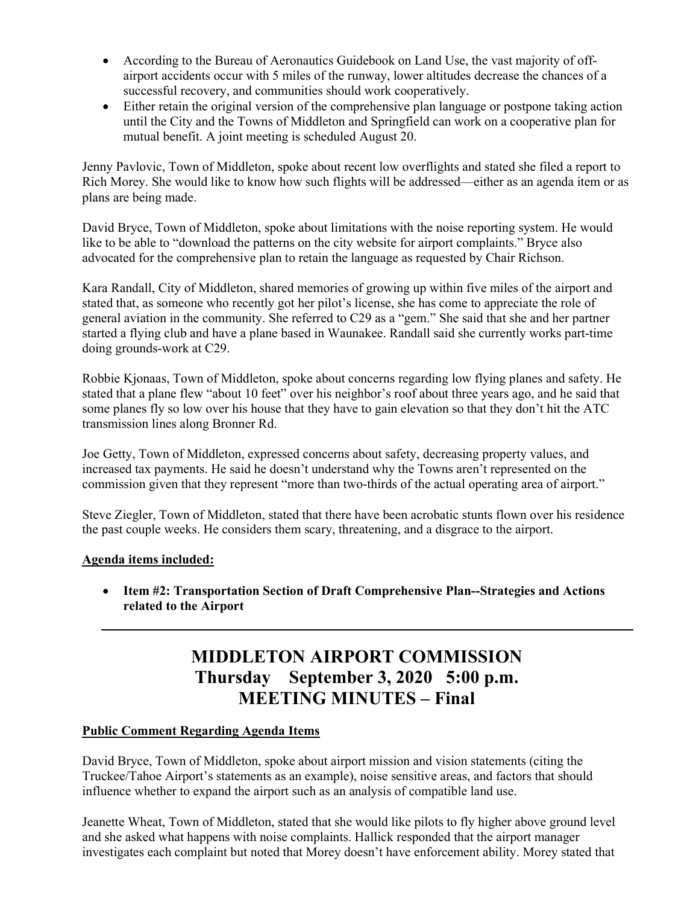- According to the Bureau of Aeronautics Guidebook on Land Use, the vast majority of off-airport accidents occur with 5 miles of the runway, lower altitudes decrease the chances of a successful recovery, and communities should work cooperatively.
- Either retain the original version of the comprehensive plan language or postpone taking action until the City and the Towns of Middleton and Springfield can work on a cooperative plan for mutual benefit. A joint meeting is scheduled August 20.

Jenny Pavlovic, Town of Middleton, spoke about recent low overflights and stated she filed a report to Rich Morey. She would like to know how such flights will be addressed—either as an agenda item or as plans are being made.

David Bryce, Town of Middleton, spoke about limitations with the noise reporting system. He would like to be able to "download the patterns on the city website for airport complaints." Bryce also advocated for the comprehensive plan to retain the language as requested by Chair Richson.

Kara Randall, City of Middleton, shared memories of growing up within five miles of the airport and stated that, as someone who recently got her pilot's license, she has come to appreciate the role of general aviation in the community. She referred to C29 as a "gem." She said that she and her partner started a flying club and have a plane based in Waunakee. Randall said she currently works part-time doing grounds-work at C29.

Robbie Kjonaas, Town of Middleton, spoke about concerns regarding low flying planes and safety. He stated that a plane flew "about 10 feet" over his neighbor's roof about three years ago, and he said that some planes fly so low over his house that they have to gain elevation so that they don't hit the ATC transmission lines along Bronner Rd.

Joe Getty, Town of Middleton, expressed concerns about safety, decreasing property values, and increased tax payments. He said he doesn't understand why the Towns aren't represented on the commission given that they represent "more than two-thirds of the actual operating area of airport."

Steve Ziegler, Town of Middleton, stated that there have been acrobatic stunts flown over his residence the past couple weeks. He considers them scary, threatening, and a disgrace to the airport.

**Agenda items included:**

- **Item #2: Transportation Section of Draft Comprehensive Plan--Strategies and Actions related to the Airport**

---

# MIDDLETON AIRPORT COMMISSION
# Thursday September 3, 2020 5:00 p.m.
# MEETING MINUTES – Final

**Public Comment Regarding Agenda Items**

David Bryce, Town of Middleton, spoke about airport mission and vision statements (citing the Truckee/Tahoe Airport's statements as an example), noise sensitive areas, and factors that should influence whether to expand the airport such as an analysis of compatible land use.

Jeanette Wheat, Town of Middleton, stated that she would like pilots to fly higher above ground level and she asked what happens with noise complaints. Hallick responded that the airport manager investigates each complaint but noted that Morey doesn't have enforcement ability. Morey stated that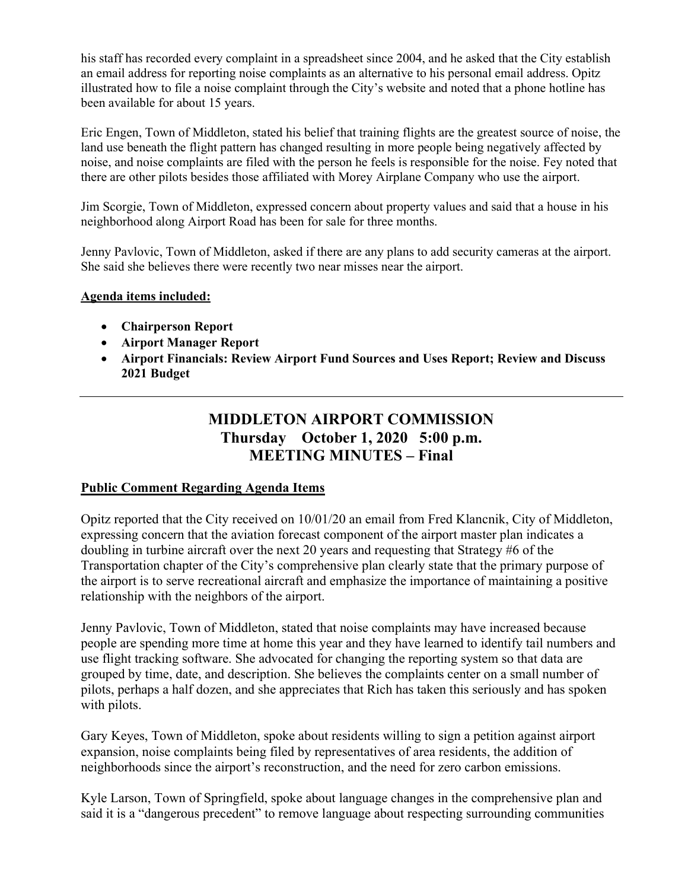his staff has recorded every complaint in a spreadsheet since 2004, and he asked that the City establish an email address for reporting noise complaints as an alternative to his personal email address. Opitz illustrated how to file a noise complaint through the City's website and noted that a phone hotline has been available for about 15 years.

Eric Engen, Town of Middleton, stated his belief that training flights are the greatest source of noise, the land use beneath the flight pattern has changed resulting in more people being negatively affected by noise, and noise complaints are filed with the person he feels is responsible for the noise. Fey noted that there are other pilots besides those affiliated with Morey Airplane Company who use the airport.

Jim Scorgie, Town of Middleton, expressed concern about property values and said that a house in his neighborhood along Airport Road has been for sale for three months.

Jenny Pavlovic, Town of Middleton, asked if there are any plans to add security cameras at the airport. She said she believes there were recently two near misses near the airport.

**Agenda items included:**

- **Chairperson Report**
- **Airport Manager Report**
- **Airport Financials: Review Airport Fund Sources and Uses Report; Review and Discuss 2021 Budget**

---

# MIDDLETON AIRPORT COMMISSION
## Thursday October 1, 2020 5:00 p.m.
## MEETING MINUTES – Final

**Public Comment Regarding Agenda Items**

Opitz reported that the City received on 10/01/20 an email from Fred Klancnik, City of Middleton, expressing concern that the aviation forecast component of the airport master plan indicates a doubling in turbine aircraft over the next 20 years and requesting that Strategy #6 of the Transportation chapter of the City's comprehensive plan clearly state that the primary purpose of the airport is to serve recreational aircraft and emphasize the importance of maintaining a positive relationship with the neighbors of the airport.

Jenny Pavlovic, Town of Middleton, stated that noise complaints may have increased because people are spending more time at home this year and they have learned to identify tail numbers and use flight tracking software. She advocated for changing the reporting system so that data are grouped by time, date, and description. She believes the complaints center on a small number of pilots, perhaps a half dozen, and she appreciates that Rich has taken this seriously and has spoken with pilots.

Gary Keyes, Town of Middleton, spoke about residents willing to sign a petition against airport expansion, noise complaints being filed by representatives of area residents, the addition of neighborhoods since the airport's reconstruction, and the need for zero carbon emissions.

Kyle Larson, Town of Springfield, spoke about language changes in the comprehensive plan and said it is a "dangerous precedent" to remove language about respecting surrounding communities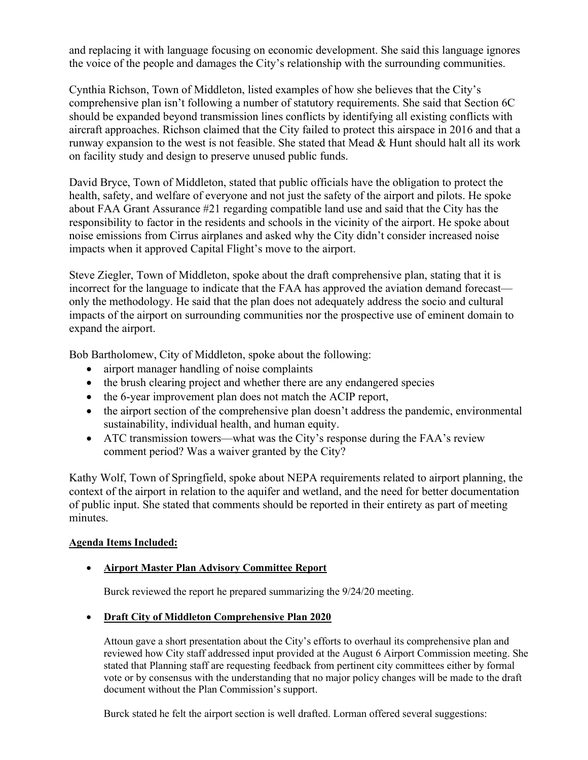and replacing it with language focusing on economic development. She said this language ignores the voice of the people and damages the City's relationship with the surrounding communities.

Cynthia Richson, Town of Middleton, listed examples of how she believes that the City's comprehensive plan isn't following a number of statutory requirements. She said that Section 6C should be expanded beyond transmission lines conflicts by identifying all existing conflicts with aircraft approaches. Richson claimed that the City failed to protect this airspace in 2016 and that a runway expansion to the west is not feasible. She stated that Mead & Hunt should halt all its work on facility study and design to preserve unused public funds.

David Bryce, Town of Middleton, stated that public officials have the obligation to protect the health, safety, and welfare of everyone and not just the safety of the airport and pilots. He spoke about FAA Grant Assurance #21 regarding compatible land use and said that the City has the responsibility to factor in the residents and schools in the vicinity of the airport. He spoke about noise emissions from Cirrus airplanes and asked why the City didn't consider increased noise impacts when it approved Capital Flight's move to the airport.

Steve Ziegler, Town of Middleton, spoke about the draft comprehensive plan, stating that it is incorrect for the language to indicate that the FAA has approved the aviation demand forecast—only the methodology. He said that the plan does not adequately address the socio and cultural impacts of the airport on surrounding communities nor the prospective use of eminent domain to expand the airport.

Bob Bartholomew, City of Middleton, spoke about the following:

- airport manager handling of noise complaints
- the brush clearing project and whether there are any endangered species
- the 6-year improvement plan does not match the ACIP report,
- the airport section of the comprehensive plan doesn't address the pandemic, environmental sustainability, individual health, and human equity.
- ATC transmission towers—what was the City's response during the FAA's review comment period? Was a waiver granted by the City?

Kathy Wolf, Town of Springfield, spoke about NEPA requirements related to airport planning, the context of the airport in relation to the aquifer and wetland, and the need for better documentation of public input. She stated that comments should be reported in their entirety as part of meeting minutes.

**Agenda Items Included:**

- **Airport Master Plan Advisory Committee Report**

  Burck reviewed the report he prepared summarizing the 9/24/20 meeting.

- **Draft City of Middleton Comprehensive Plan 2020**

  Attoun gave a short presentation about the City's efforts to overhaul its comprehensive plan and reviewed how City staff addressed input provided at the August 6 Airport Commission meeting. She stated that Planning staff are requesting feedback from pertinent city committees either by formal vote or by consensus with the understanding that no major policy changes will be made to the draft document without the Plan Commission's support.

  Burck stated he felt the airport section is well drafted. Lorman offered several suggestions: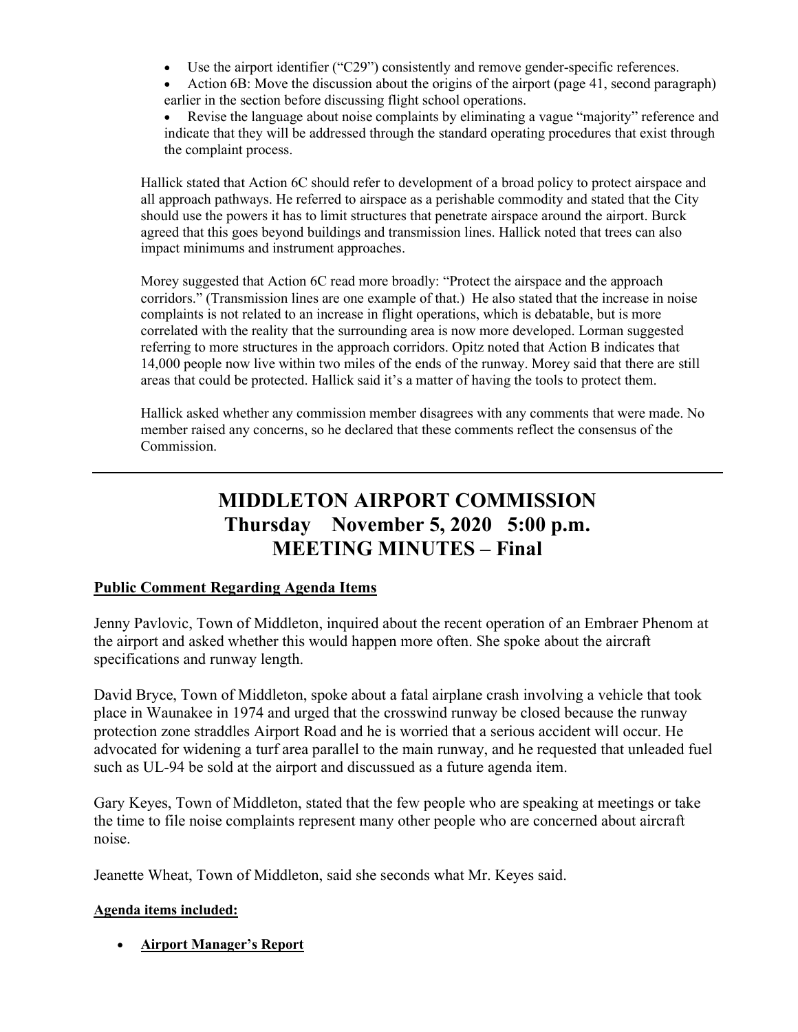- Use the airport identifier ("C29") consistently and remove gender-specific references.
- Action 6B: Move the discussion about the origins of the airport (page 41, second paragraph) earlier in the section before discussing flight school operations.
- Revise the language about noise complaints by eliminating a vague "majority" reference and indicate that they will be addressed through the standard operating procedures that exist through the complaint process.

Hallick stated that Action 6C should refer to development of a broad policy to protect airspace and all approach pathways. He referred to airspace as a perishable commodity and stated that the City should use the powers it has to limit structures that penetrate airspace around the airport. Burck agreed that this goes beyond buildings and transmission lines. Hallick noted that trees can also impact minimums and instrument approaches.

Morey suggested that Action 6C read more broadly: "Protect the airspace and the approach corridors." (Transmission lines are one example of that.) He also stated that the increase in noise complaints is not related to an increase in flight operations, which is debatable, but is more correlated with the reality that the surrounding area is now more developed. Lorman suggested referring to more structures in the approach corridors. Opitz noted that Action B indicates that 14,000 people now live within two miles of the ends of the runway. Morey said that there are still areas that could be protected. Hallick said it's a matter of having the tools to protect them.

Hallick asked whether any commission member disagrees with any comments that were made. No member raised any concerns, so he declared that these comments reflect the consensus of the Commission.

---

# MIDDLETON AIRPORT COMMISSION
# Thursday November 5, 2020 5:00 p.m.
# MEETING MINUTES – Final

**Public Comment Regarding Agenda Items**

Jenny Pavlovic, Town of Middleton, inquired about the recent operation of an Embraer Phenom at the airport and asked whether this would happen more often. She spoke about the aircraft specifications and runway length.

David Bryce, Town of Middleton, spoke about a fatal airplane crash involving a vehicle that took place in Waunakee in 1974 and urged that the crosswind runway be closed because the runway protection zone straddles Airport Road and he is worried that a serious accident will occur. He advocated for widening a turf area parallel to the main runway, and he requested that unleaded fuel such as UL-94 be sold at the airport and discussed as a future agenda item.

Gary Keyes, Town of Middleton, stated that the few people who are speaking at meetings or take the time to file noise complaints represent many other people who are concerned about aircraft noise.

Jeanette Wheat, Town of Middleton, said she seconds what Mr. Keyes said.

**Agenda items included:**

- **Airport Manager's Report**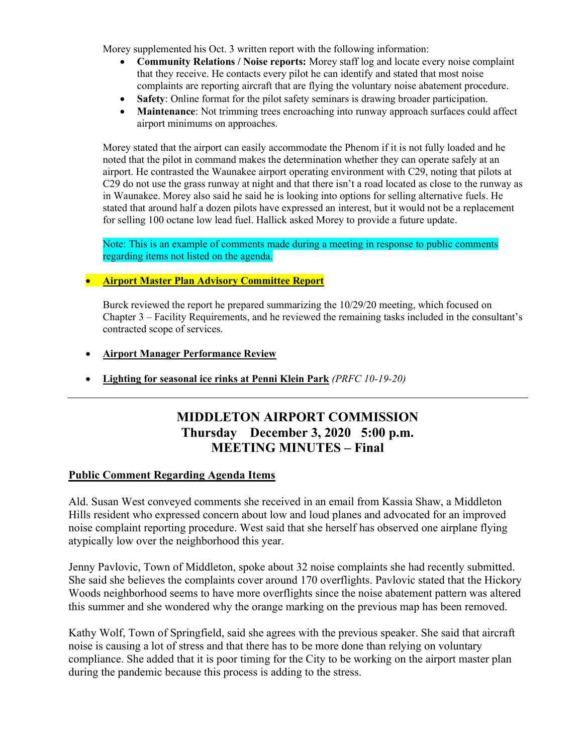Morey supplemented his Oct. 3 written report with the following information:

- **Community Relations / Noise reports:** Morey staff log and locate every noise complaint that they receive. He contacts every pilot he can identify and stated that most noise complaints are reporting aircraft that are flying the voluntary noise abatement procedure.
- **Safety**: Online format for the pilot safety seminars is drawing broader participation.
- **Maintenance**: Not trimming trees encroaching into runway approach surfaces could affect airport minimums on approaches.

Morey stated that the airport can easily accommodate the Phenom if it is not fully loaded and he noted that the pilot in command makes the determination whether they can operate safely at an airport. He contrasted the Waunakee airport operating environment with C29, noting that pilots at C29 do not use the grass runway at night and that there isn't a road located as close to the runway as in Waunakee. Morey also said he said he is looking into options for selling alternative fuels. He stated that around half a dozen pilots have expressed an interest, but it would not be a replacement for selling 100 octane low lead fuel. Hallick asked Morey to provide a future update.

Note: This is an example of comments made during a meeting in response to public comments regarding items not listed on the agenda.

- **Airport Master Plan Advisory Committee Report**

Burck reviewed the report he prepared summarizing the 10/29/20 meeting, which focused on Chapter 3 – Facility Requirements, and he reviewed the remaining tasks included in the consultant's contracted scope of services.

- **Airport Manager Performance Review**
- **Lighting for seasonal ice rinks at Penni Klein Park** *(PRFC 10-19-20)*

---

# MIDDLETON AIRPORT COMMISSION
# Thursday December 3, 2020 5:00 p.m.
# MEETING MINUTES – Final

**Public Comment Regarding Agenda Items**

Ald. Susan West conveyed comments she received in an email from Kassia Shaw, a Middleton Hills resident who expressed concern about low and loud planes and advocated for an improved noise complaint reporting procedure. West said that she herself has observed one airplane flying atypically low over the neighborhood this year.

Jenny Pavlovic, Town of Middleton, spoke about 32 noise complaints she had recently submitted. She said she believes the complaints cover around 170 overflights. Pavlovic stated that the Hickory Woods neighborhood seems to have more overflights since the noise abatement pattern was altered this summer and she wondered why the orange marking on the previous map has been removed.

Kathy Wolf, Town of Springfield, said she agrees with the previous speaker. She said that aircraft noise is causing a lot of stress and that there has to be more done than relying on voluntary compliance. She added that it is poor timing for the City to be working on the airport master plan during the pandemic because this process is adding to the stress.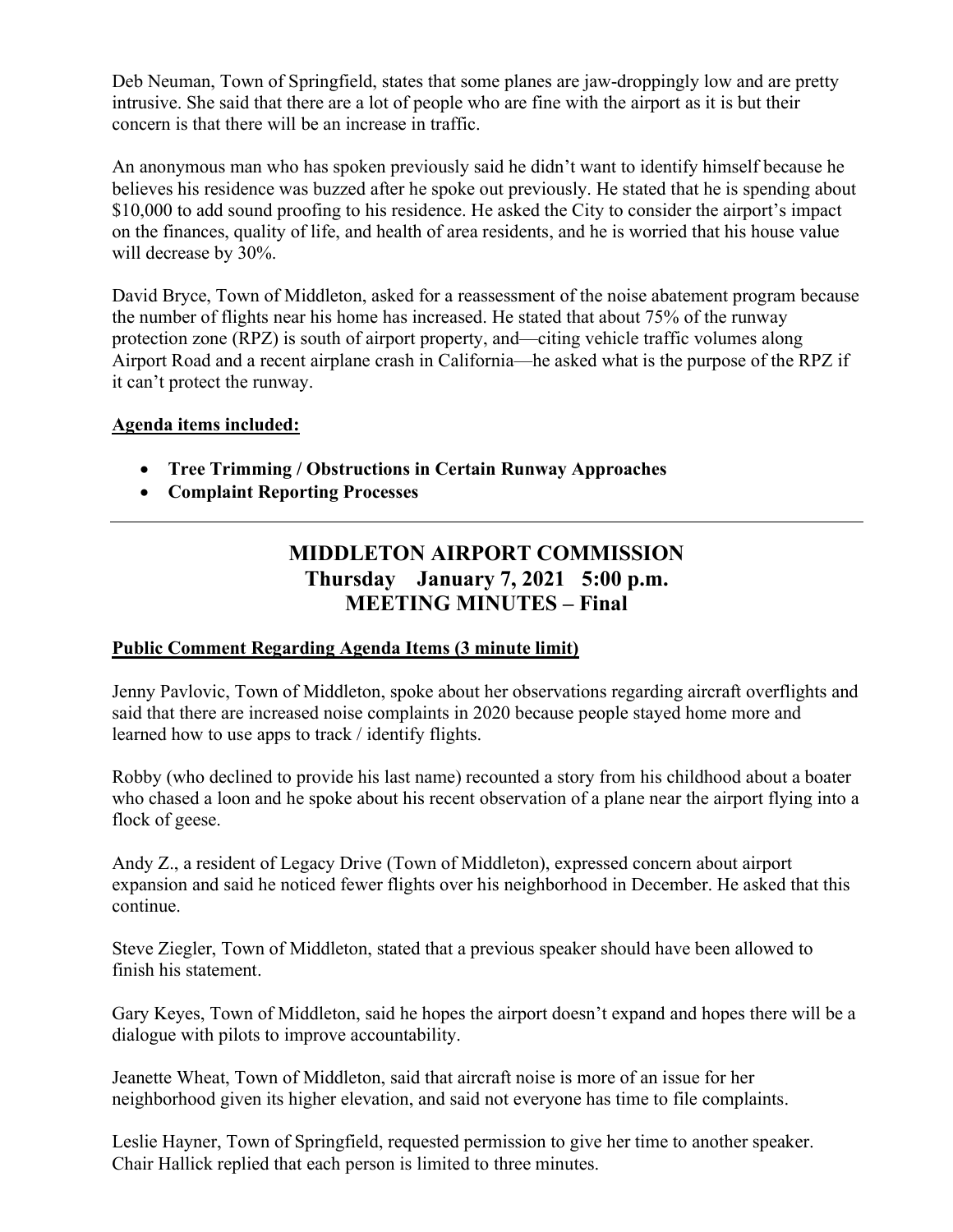Deb Neuman, Town of Springfield, states that some planes are jaw-droppingly low and are pretty intrusive. She said that there are a lot of people who are fine with the airport as it is but their concern is that there will be an increase in traffic.

An anonymous man who has spoken previously said he didn't want to identify himself because he believes his residence was buzzed after he spoke out previously. He stated that he is spending about $10,000 to add sound proofing to his residence. He asked the City to consider the airport's impact on the finances, quality of life, and health of area residents, and he is worried that his house value will decrease by 30%.

David Bryce, Town of Middleton, asked for a reassessment of the noise abatement program because the number of flights near his home has increased. He stated that about 75% of the runway protection zone (RPZ) is south of airport property, and—citing vehicle traffic volumes along Airport Road and a recent airplane crash in California—he asked what is the purpose of the RPZ if it can't protect the runway.

**Agenda items included:**

- **Tree Trimming / Obstructions in Certain Runway Approaches**
- **Complaint Reporting Processes**

---

# MIDDLETON AIRPORT COMMISSION
## Thursday January 7, 2021 5:00 p.m.
## MEETING MINUTES – Final

**Public Comment Regarding Agenda Items (3 minute limit)**

Jenny Pavlovic, Town of Middleton, spoke about her observations regarding aircraft overflights and said that there are increased noise complaints in 2020 because people stayed home more and learned how to use apps to track / identify flights.

Robby (who declined to provide his last name) recounted a story from his childhood about a boater who chased a loon and he spoke about his recent observation of a plane near the airport flying into a flock of geese.

Andy Z., a resident of Legacy Drive (Town of Middleton), expressed concern about airport expansion and said he noticed fewer flights over his neighborhood in December. He asked that this continue.

Steve Ziegler, Town of Middleton, stated that a previous speaker should have been allowed to finish his statement.

Gary Keyes, Town of Middleton, said he hopes the airport doesn't expand and hopes there will be a dialogue with pilots to improve accountability.

Jeanette Wheat, Town of Middleton, said that aircraft noise is more of an issue for her neighborhood given its higher elevation, and said not everyone has time to file complaints.

Leslie Hayner, Town of Springfield, requested permission to give her time to another speaker. Chair Hallick replied that each person is limited to three minutes.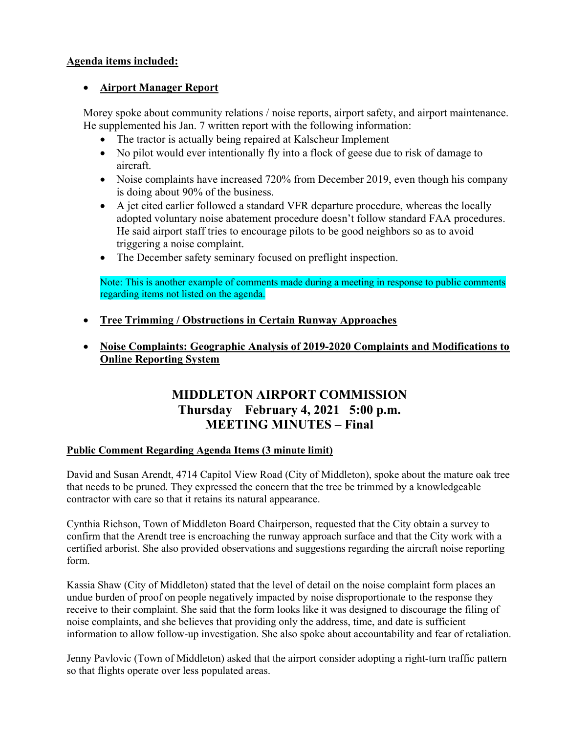**Agenda items included:**

- **Airport Manager Report**

  Morey spoke about community relations / noise reports, airport safety, and airport maintenance. He supplemented his Jan. 7 written report with the following information:

  - The tractor is actually being repaired at Kalscheur Implement
  - No pilot would ever intentionally fly into a flock of geese due to risk of damage to aircraft.
  - Noise complaints have increased 720% from December 2019, even though his company is doing about 90% of the business.
  - A jet cited earlier followed a standard VFR departure procedure, whereas the locally adopted voluntary noise abatement procedure doesn't follow standard FAA procedures. He said airport staff tries to encourage pilots to be good neighbors so as to avoid triggering a noise complaint.
  - The December safety seminary focused on preflight inspection.

  Note: This is another example of comments made during a meeting in response to public comments regarding items not listed on the agenda.

- **Tree Trimming / Obstructions in Certain Runway Approaches**

- **Noise Complaints: Geographic Analysis of 2019-2020 Complaints and Modifications to Online Reporting System**

---

# MIDDLETON AIRPORT COMMISSION
## Thursday February 4, 2021 5:00 p.m.
## MEETING MINUTES – Final

**Public Comment Regarding Agenda Items (3 minute limit)**

David and Susan Arendt, 4714 Capitol View Road (City of Middleton), spoke about the mature oak tree that needs to be pruned. They expressed the concern that the tree be trimmed by a knowledgeable contractor with care so that it retains its natural appearance.

Cynthia Richson, Town of Middleton Board Chairperson, requested that the City obtain a survey to confirm that the Arendt tree is encroaching the runway approach surface and that the City work with a certified arborist. She also provided observations and suggestions regarding the aircraft noise reporting form.

Kassia Shaw (City of Middleton) stated that the level of detail on the noise complaint form places an undue burden of proof on people negatively impacted by noise disproportionate to the response they receive to their complaint. She said that the form looks like it was designed to discourage the filing of noise complaints, and she believes that providing only the address, time, and date is sufficient information to allow follow-up investigation. She also spoke about accountability and fear of retaliation.

Jenny Pavlovic (Town of Middleton) asked that the airport consider adopting a right-turn traffic pattern so that flights operate over less populated areas.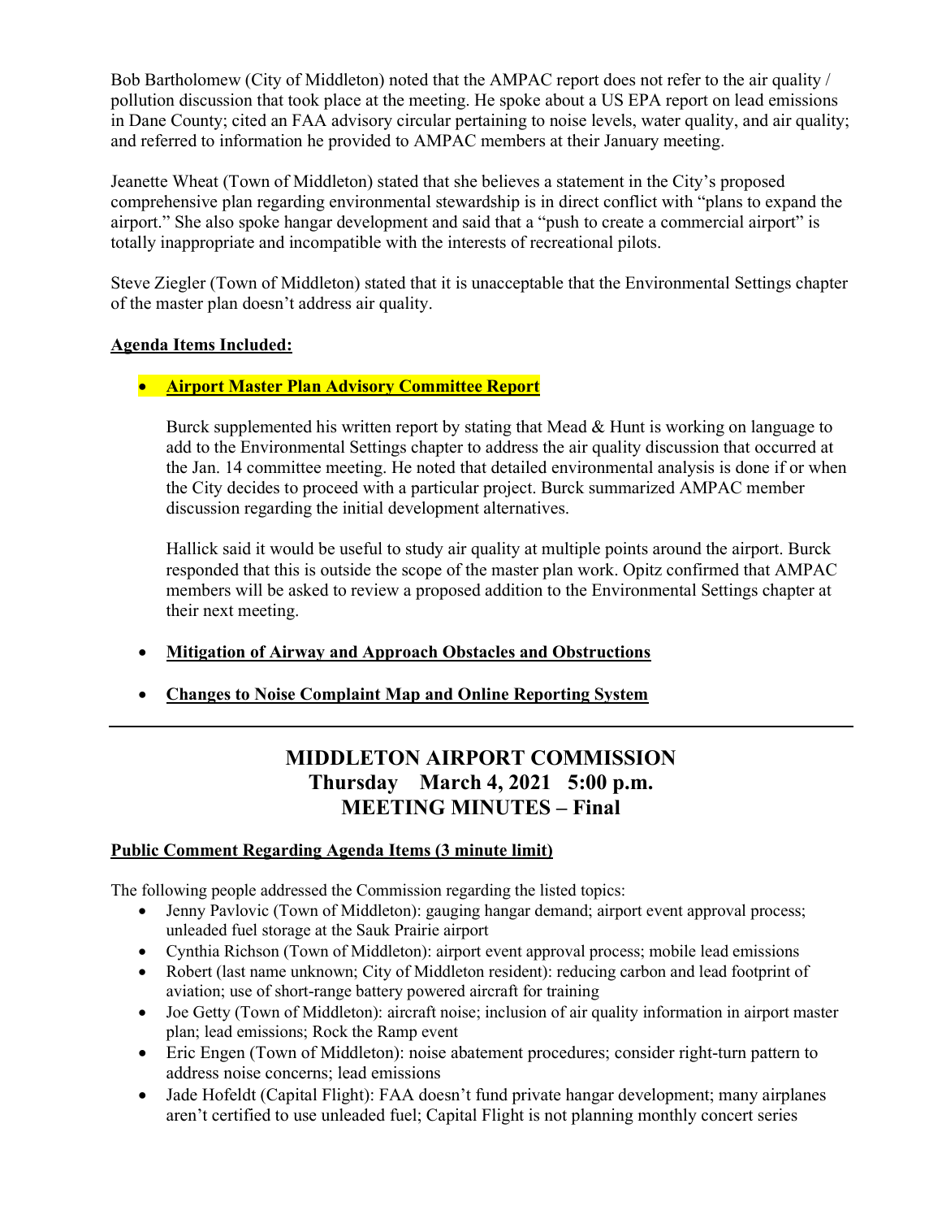Bob Bartholomew (City of Middleton) noted that the AMPAC report does not refer to the air quality / pollution discussion that took place at the meeting. He spoke about a US EPA report on lead emissions in Dane County; cited an FAA advisory circular pertaining to noise levels, water quality, and air quality; and referred to information he provided to AMPAC members at their January meeting.

Jeanette Wheat (Town of Middleton) stated that she believes a statement in the City's proposed comprehensive plan regarding environmental stewardship is in direct conflict with "plans to expand the airport." She also spoke hangar development and said that a "push to create a commercial airport" is totally inappropriate and incompatible with the interests of recreational pilots.

Steve Ziegler (Town of Middleton) stated that it is unacceptable that the Environmental Settings chapter of the master plan doesn't address air quality.

**Agenda Items Included:**

- **Airport Master Plan Advisory Committee Report**

  Burck supplemented his written report by stating that Mead & Hunt is working on language to add to the Environmental Settings chapter to address the air quality discussion that occurred at the Jan. 14 committee meeting. He noted that detailed environmental analysis is done if or when the City decides to proceed with a particular project. Burck summarized AMPAC member discussion regarding the initial development alternatives.

  Hallick said it would be useful to study air quality at multiple points around the airport. Burck responded that this is outside the scope of the master plan work. Opitz confirmed that AMPAC members will be asked to review a proposed addition to the Environmental Settings chapter at their next meeting.

- **Mitigation of Airway and Approach Obstacles and Obstructions**

- **Changes to Noise Complaint Map and Online Reporting System**

---

## MIDDLETON AIRPORT COMMISSION
## Thursday March 4, 2021 5:00 p.m.
## MEETING MINUTES – Final

**Public Comment Regarding Agenda Items (3 minute limit)**

The following people addressed the Commission regarding the listed topics:

- Jenny Pavlovic (Town of Middleton): gauging hangar demand; airport event approval process; unleaded fuel storage at the Sauk Prairie airport
- Cynthia Richson (Town of Middleton): airport event approval process; mobile lead emissions
- Robert (last name unknown; City of Middleton resident): reducing carbon and lead footprint of aviation; use of short-range battery powered aircraft for training
- Joe Getty (Town of Middleton): aircraft noise; inclusion of air quality information in airport master plan; lead emissions; Rock the Ramp event
- Eric Engen (Town of Middleton): noise abatement procedures; consider right-turn pattern to address noise concerns; lead emissions
- Jade Hofeldt (Capital Flight): FAA doesn't fund private hangar development; many airplanes aren't certified to use unleaded fuel; Capital Flight is not planning monthly concert series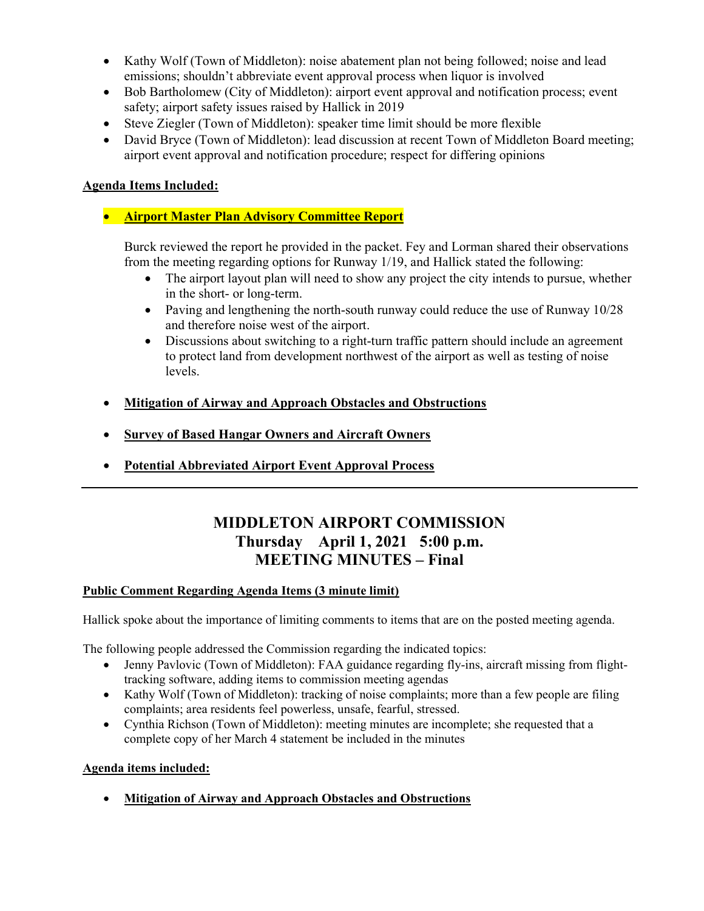- Kathy Wolf (Town of Middleton): noise abatement plan not being followed; noise and lead emissions; shouldn't abbreviate event approval process when liquor is involved
- Bob Bartholomew (City of Middleton): airport event approval and notification process; event safety; airport safety issues raised by Hallick in 2019
- Steve Ziegler (Town of Middleton): speaker time limit should be more flexible
- David Bryce (Town of Middleton): lead discussion at recent Town of Middleton Board meeting; airport event approval and notification procedure; respect for differing opinions

**Agenda Items Included:**

- **Airport Master Plan Advisory Committee Report**

  Burck reviewed the report he provided in the packet. Fey and Lorman shared their observations from the meeting regarding options for Runway 1/19, and Hallick stated the following:
  - The airport layout plan will need to show any project the city intends to pursue, whether in the short- or long-term.
  - Paving and lengthening the north-south runway could reduce the use of Runway 10/28 and therefore noise west of the airport.
  - Discussions about switching to a right-turn traffic pattern should include an agreement to protect land from development northwest of the airport as well as testing of noise levels.

- **Mitigation of Airway and Approach Obstacles and Obstructions**

- **Survey of Based Hangar Owners and Aircraft Owners**

- **Potential Abbreviated Airport Event Approval Process**

---

# MIDDLETON AIRPORT COMMISSION
## Thursday April 1, 2021 5:00 p.m.
## MEETING MINUTES – Final

**Public Comment Regarding Agenda Items (3 minute limit)**

Hallick spoke about the importance of limiting comments to items that are on the posted meeting agenda.

The following people addressed the Commission regarding the indicated topics:

- Jenny Pavlovic (Town of Middleton): FAA guidance regarding fly-ins, aircraft missing from flight-tracking software, adding items to commission meeting agendas
- Kathy Wolf (Town of Middleton): tracking of noise complaints; more than a few people are filing complaints; area residents feel powerless, unsafe, fearful, stressed.
- Cynthia Richson (Town of Middleton): meeting minutes are incomplete; she requested that a complete copy of her March 4 statement be included in the minutes

**Agenda items included:**

- **Mitigation of Airway and Approach Obstacles and Obstructions**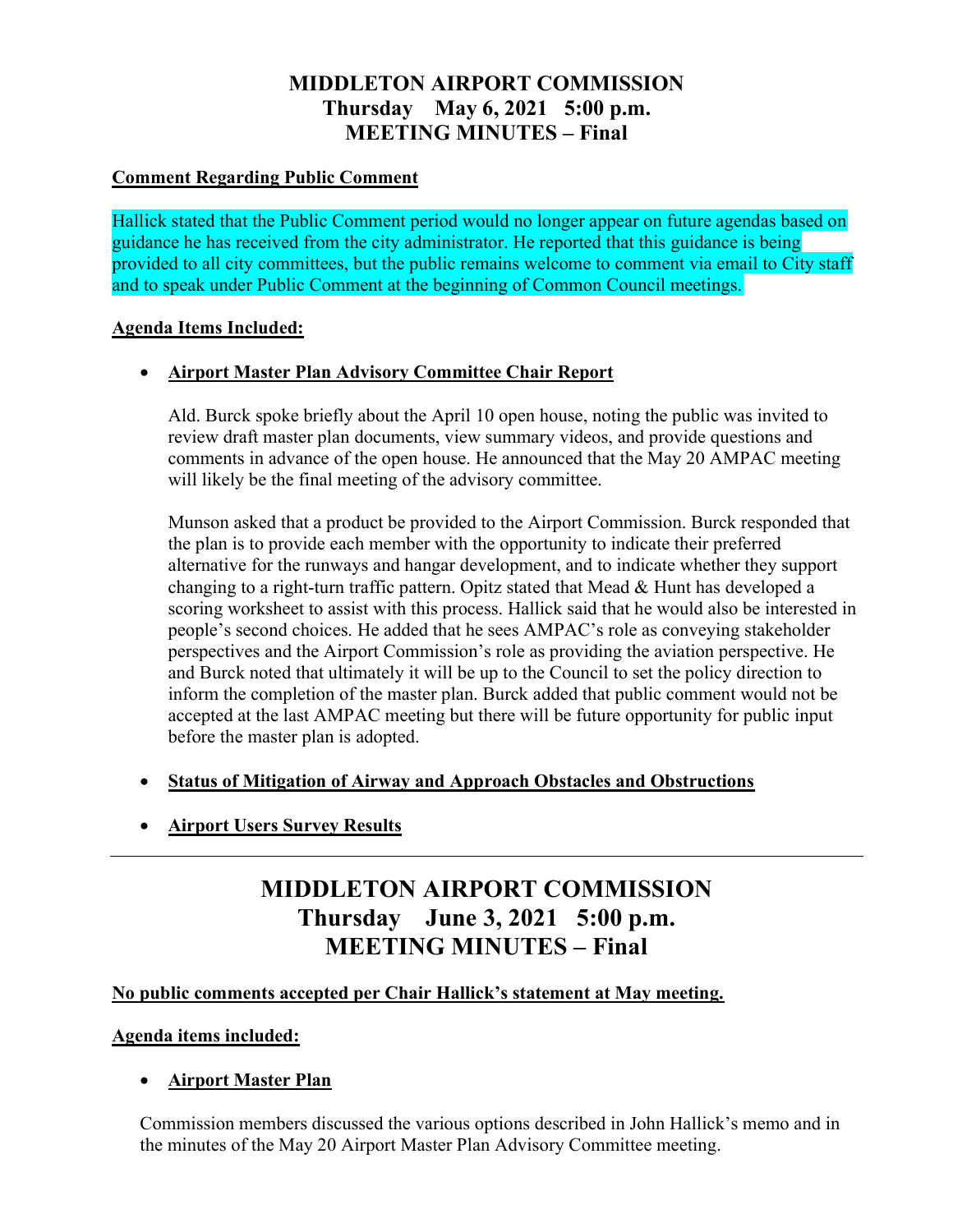# MIDDLETON AIRPORT COMMISSION
## Thursday May 6, 2021 5:00 p.m.
## MEETING MINUTES – Final

**Comment Regarding Public Comment**

Hallick stated that the Public Comment period would no longer appear on future agendas based on guidance he has received from the city administrator. He reported that this guidance is being provided to all city committees, but the public remains welcome to comment via email to City staff and to speak under Public Comment at the beginning of Common Council meetings.

**Agenda Items Included:**

- **Airport Master Plan Advisory Committee Chair Report**

  Ald. Burck spoke briefly about the April 10 open house, noting the public was invited to review draft master plan documents, view summary videos, and provide questions and comments in advance of the open house. He announced that the May 20 AMPAC meeting will likely be the final meeting of the advisory committee.

  Munson asked that a product be provided to the Airport Commission. Burck responded that the plan is to provide each member with the opportunity to indicate their preferred alternative for the runways and hangar development, and to indicate whether they support changing to a right-turn traffic pattern. Opitz stated that Mead & Hunt has developed a scoring worksheet to assist with this process. Hallick said that he would also be interested in people's second choices. He added that he sees AMPAC's role as conveying stakeholder perspectives and the Airport Commission's role as providing the aviation perspective. He and Burck noted that ultimately it will be up to the Council to set the policy direction to inform the completion of the master plan. Burck added that public comment would not be accepted at the last AMPAC meeting but there will be future opportunity for public input before the master plan is adopted.

- **Status of Mitigation of Airway and Approach Obstacles and Obstructions**

- **Airport Users Survey Results**

---

# MIDDLETON AIRPORT COMMISSION
## Thursday June 3, 2021 5:00 p.m.
## MEETING MINUTES – Final

**No public comments accepted per Chair Hallick's statement at May meeting.**

**Agenda items included:**

- **Airport Master Plan**

Commission members discussed the various options described in John Hallick's memo and in the minutes of the May 20 Airport Master Plan Advisory Committee meeting.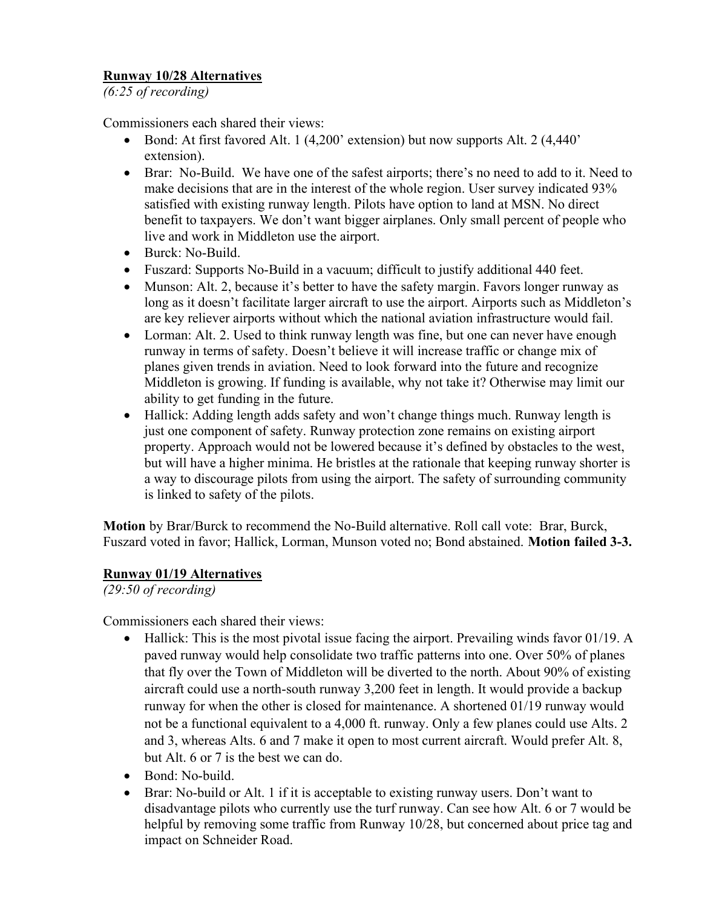**Runway 10/28 Alternatives**

*(6:25 of recording)*

Commissioners each shared their views:

- Bond: At first favored Alt. 1 (4,200' extension) but now supports Alt. 2 (4,440' extension).
- Brar: No-Build. We have one of the safest airports; there's no need to add to it. Need to make decisions that are in the interest of the whole region. User survey indicated 93% satisfied with existing runway length. Pilots have option to land at MSN. No direct benefit to taxpayers. We don't want bigger airplanes. Only small percent of people who live and work in Middleton use the airport.
- Burck: No-Build.
- Fuszard: Supports No-Build in a vacuum; difficult to justify additional 440 feet.
- Munson: Alt. 2, because it's better to have the safety margin. Favors longer runway as long as it doesn't facilitate larger aircraft to use the airport. Airports such as Middleton's are key reliever airports without which the national aviation infrastructure would fail.
- Lorman: Alt. 2. Used to think runway length was fine, but one can never have enough runway in terms of safety. Doesn't believe it will increase traffic or change mix of planes given trends in aviation. Need to look forward into the future and recognize Middleton is growing. If funding is available, why not take it? Otherwise may limit our ability to get funding in the future.
- Hallick: Adding length adds safety and won't change things much. Runway length is just one component of safety. Runway protection zone remains on existing airport property. Approach would not be lowered because it's defined by obstacles to the west, but will have a higher minima. He bristles at the rationale that keeping runway shorter is a way to discourage pilots from using the airport. The safety of surrounding community is linked to safety of the pilots.

**Motion** by Brar/Burck to recommend the No-Build alternative. Roll call vote: Brar, Burck, Fuszard voted in favor; Hallick, Lorman, Munson voted no; Bond abstained. **Motion failed 3-3.**

**Runway 01/19 Alternatives**

*(29:50 of recording)*

Commissioners each shared their views:

- Hallick: This is the most pivotal issue facing the airport. Prevailing winds favor 01/19. A paved runway would help consolidate two traffic patterns into one. Over 50% of planes that fly over the Town of Middleton will be diverted to the north. About 90% of existing aircraft could use a north-south runway 3,200 feet in length. It would provide a backup runway for when the other is closed for maintenance. A shortened 01/19 runway would not be a functional equivalent to a 4,000 ft. runway. Only a few planes could use Alts. 2 and 3, whereas Alts. 6 and 7 make it open to most current aircraft. Would prefer Alt. 8, but Alt. 6 or 7 is the best we can do.
- Bond: No-build.
- Brar: No-build or Alt. 1 if it is acceptable to existing runway users. Don't want to disadvantage pilots who currently use the turf runway. Can see how Alt. 6 or 7 would be helpful by removing some traffic from Runway 10/28, but concerned about price tag and impact on Schneider Road.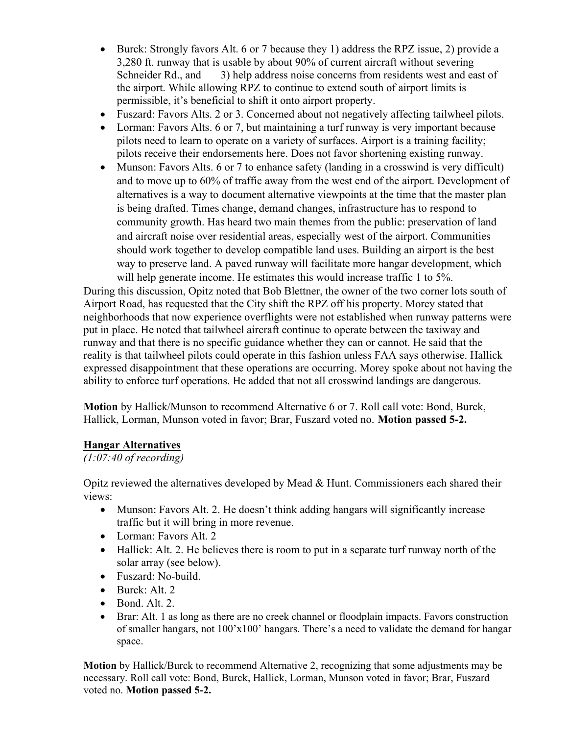- Burck: Strongly favors Alt. 6 or 7 because they 1) address the RPZ issue, 2) provide a 3,280 ft. runway that is usable by about 90% of current aircraft without severing Schneider Rd., and 3) help address noise concerns from residents west and east of the airport. While allowing RPZ to continue to extend south of airport limits is permissible, it's beneficial to shift it onto airport property.
- Fuszard: Favors Alts. 2 or 3. Concerned about not negatively affecting tailwheel pilots.
- Lorman: Favors Alts. 6 or 7, but maintaining a turf runway is very important because pilots need to learn to operate on a variety of surfaces. Airport is a training facility; pilots receive their endorsements here. Does not favor shortening existing runway.
- Munson: Favors Alts. 6 or 7 to enhance safety (landing in a crosswind is very difficult) and to move up to 60% of traffic away from the west end of the airport. Development of alternatives is a way to document alternative viewpoints at the time that the master plan is being drafted. Times change, demand changes, infrastructure has to respond to community growth. Has heard two main themes from the public: preservation of land and aircraft noise over residential areas, especially west of the airport. Communities should work together to develop compatible land uses. Building an airport is the best way to preserve land. A paved runway will facilitate more hangar development, which will help generate income. He estimates this would increase traffic 1 to 5%.

During this discussion, Opitz noted that Bob Blettner, the owner of the two corner lots south of Airport Road, has requested that the City shift the RPZ off his property. Morey stated that neighborhoods that now experience overflights were not established when runway patterns were put in place. He noted that tailwheel aircraft continue to operate between the taxiway and runway and that there is no specific guidance whether they can or cannot. He said that the reality is that tailwheel pilots could operate in this fashion unless FAA says otherwise. Hallick expressed disappointment that these operations are occurring. Morey spoke about not having the ability to enforce turf operations. He added that not all crosswind landings are dangerous.

**Motion** by Hallick/Munson to recommend Alternative 6 or 7. Roll call vote: Bond, Burck, Hallick, Lorman, Munson voted in favor; Brar, Fuszard voted no. **Motion passed 5-2.**

**Hangar Alternatives**

*(1:07:40 of recording)*

Opitz reviewed the alternatives developed by Mead & Hunt. Commissioners each shared their views:

- Munson: Favors Alt. 2. He doesn't think adding hangars will significantly increase traffic but it will bring in more revenue.
- Lorman: Favors Alt. 2
- Hallick: Alt. 2. He believes there is room to put in a separate turf runway north of the solar array (see below).
- Fuszard: No-build.
- Burck: Alt. 2
- Bond. Alt. 2.
- Brar: Alt. 1 as long as there are no creek channel or floodplain impacts. Favors construction of smaller hangars, not 100'x100' hangars. There's a need to validate the demand for hangar space.

**Motion** by Hallick/Burck to recommend Alternative 2, recognizing that some adjustments may be necessary. Roll call vote: Bond, Burck, Hallick, Lorman, Munson voted in favor; Brar, Fuszard voted no. **Motion passed 5-2.**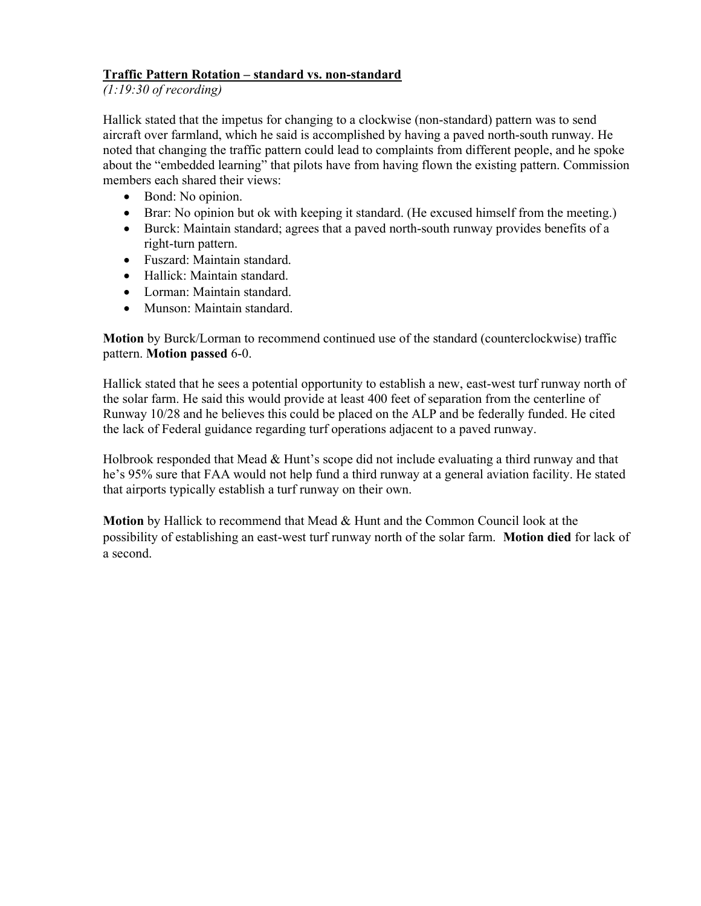**Traffic Pattern Rotation – standard vs. non-standard**

*(1:19:30 of recording)*

Hallick stated that the impetus for changing to a clockwise (non-standard) pattern was to send aircraft over farmland, which he said is accomplished by having a paved north-south runway. He noted that changing the traffic pattern could lead to complaints from different people, and he spoke about the "embedded learning" that pilots have from having flown the existing pattern. Commission members each shared their views:

- Bond: No opinion.
- Brar: No opinion but ok with keeping it standard. (He excused himself from the meeting.)
- Burck: Maintain standard; agrees that a paved north-south runway provides benefits of a right-turn pattern.
- Fuszard: Maintain standard.
- Hallick: Maintain standard.
- Lorman: Maintain standard.
- Munson: Maintain standard.

**Motion** by Burck/Lorman to recommend continued use of the standard (counterclockwise) traffic pattern. **Motion passed** 6-0.

Hallick stated that he sees a potential opportunity to establish a new, east-west turf runway north of the solar farm. He said this would provide at least 400 feet of separation from the centerline of Runway 10/28 and he believes this could be placed on the ALP and be federally funded. He cited the lack of Federal guidance regarding turf operations adjacent to a paved runway.

Holbrook responded that Mead & Hunt's scope did not include evaluating a third runway and that he's 95% sure that FAA would not help fund a third runway at a general aviation facility. He stated that airports typically establish a turf runway on their own.

**Motion** by Hallick to recommend that Mead & Hunt and the Common Council look at the possibility of establishing an east-west turf runway north of the solar farm. **Motion died** for lack of a second.